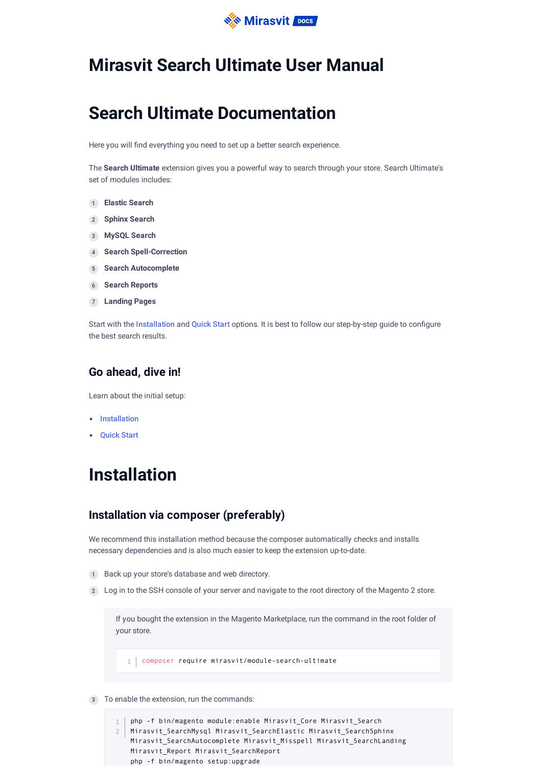# Mirasvit Search Ultimate User Manual

# Search Ultimate Documentation

Here you will find everything you need to set up a better search experience.

The **Search Ultimate** extension gives you a powerful way to search through your store. Search Ultimate's set of modules includes:

1. **Elastic Search**
2. **Sphinx Search**
3. **MySQL Search**
4. **Search Spell-Correction**
5. **Search Autocomplete**
6. **Search Reports**
7. **Landing Pages**

Start with the Installation and Quick Start options. It is best to follow our step-by-step guide to configure the best search results.

## Go ahead, dive in!

Learn about the initial setup:

- Installation
- Quick Start

# Installation

## Installation via composer (preferably)

We recommend this installation method because the composer automatically checks and installs necessary dependencies and is also much easier to keep the extension up-to-date.

1. Back up your store's database and web directory.
2. Log in to the SSH console of your server and navigate to the root directory of the Magento 2 store.

   If you bought the extension in the Magento Marketplace, run the command in the root folder of your store.

   ```
   composer require mirasvit/module-search-ultimate
   ```

3. To enable the extension, run the commands:

   ```
   php -f bin/magento module:enable Mirasvit_Core Mirasvit_Search Mirasvit_SearchMysql Mirasvit_SearchElastic Mirasvit_SearchSphinx Mirasvit_SearchAutocomplete Mirasvit_Misspell Mirasvit_SearchLanding Mirasvit_Report Mirasvit_SearchReport
   php -f bin/magento setup:upgrade
   ```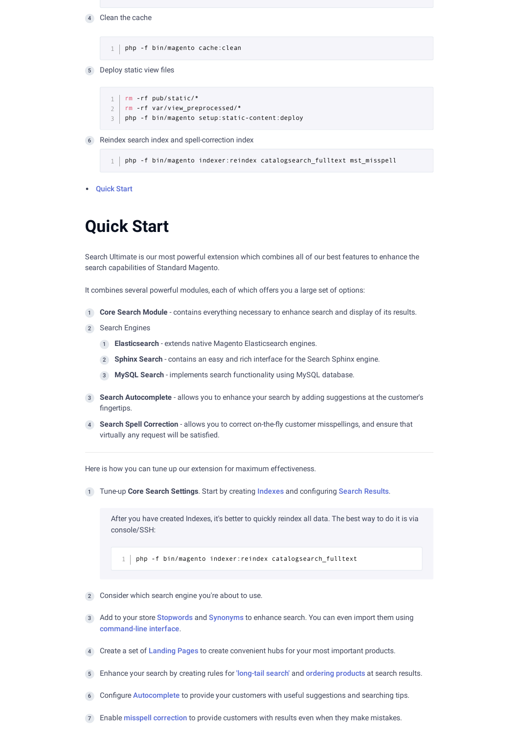4. Clean the cache

```
php -f bin/magento cache:clean
```

5. Deploy static view files

```
rm -rf pub/static/*
rm -rf var/view_preprocessed/*
php -f bin/magento setup:static-content:deploy
```

6. Reindex search index and spell-correction index

```
php -f bin/magento indexer:reindex catalogsearch_fulltext mst_misspell
```

- Quick Start

# Quick Start

Search Ultimate is our most powerful extension which combines all of our best features to enhance the search capabilities of Standard Magento.

It combines several powerful modules, each of which offers you a large set of options:

1. **Core Search Module** - contains everything necessary to enhance search and display of its results.
2. Search Engines
   1. **Elasticsearch** - extends native Magento Elasticsearch engines.
   2. **Sphinx Search** - contains an easy and rich interface for the Search Sphinx engine.
   3. **MySQL Search** - implements search functionality using MySQL database.
3. **Search Autocomplete** - allows you to enhance your search by adding suggestions at the customer's fingertips.
4. **Search Spell Correction** - allows you to correct on-the-fly customer misspellings, and ensure that virtually any request will be satisfied.

---

Here is how you can tune up our extension for maximum effectiveness.

1. Tune-up **Core Search Settings**. Start by creating Indexes and configuring Search Results.

   > After you have created Indexes, it's better to quickly reindex all data. The best way to do it is via console/SSH:
   >
   > ```
   > php -f bin/magento indexer:reindex catalogsearch_fulltext
   > ```

2. Consider which search engine you're about to use.
3. Add to your store Stopwords and Synonyms to enhance search. You can even import them using command-line interface.
4. Create a set of Landing Pages to create convenient hubs for your most important products.
5. Enhance your search by creating rules for 'long-tail search' and ordering products at search results.
6. Configure Autocomplete to provide your customers with useful suggestions and searching tips.
7. Enable misspell correction to provide customers with results even when they make mistakes.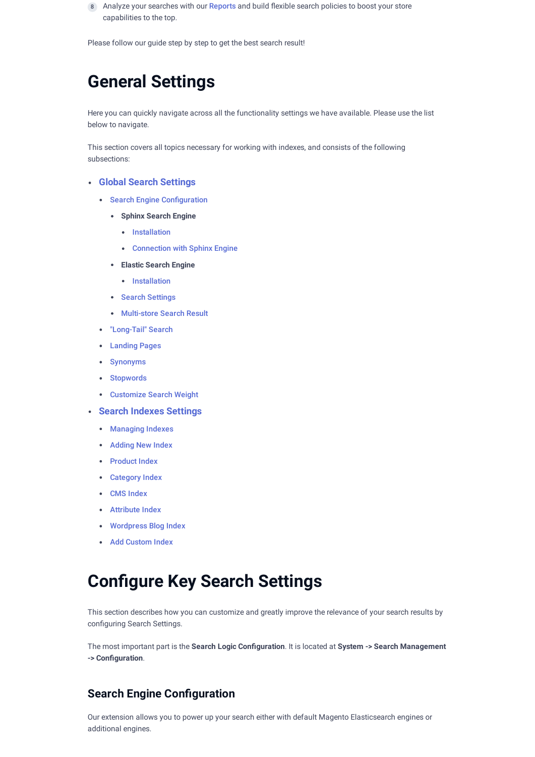8. Analyze your searches with our Reports and build flexible search policies to boost your store capabilities to the top.

Please follow our guide step by step to get the best search result!

# General Settings

Here you can quickly navigate across all the functionality settings we have available. Please use the list below to navigate.

This section covers all topics necessary for working with indexes, and consists of the following subsections:

- **Global Search Settings**
  - Search Engine Configuration
    - Sphinx Search Engine
      - Installation
      - Connection with Sphinx Engine
    - Elastic Search Engine
      - Installation
    - Search Settings
    - Multi-store Search Result
  - "Long-Tail" Search
  - Landing Pages
  - Synonyms
  - Stopwords
  - Customize Search Weight
- **Search Indexes Settings**
  - Managing Indexes
  - Adding New Index
  - Product Index
  - Category Index
  - CMS Index
  - Attribute Index
  - Wordpress Blog Index
  - Add Custom Index

# Configure Key Search Settings

This section describes how you can customize and greatly improve the relevance of your search results by configuring Search Settings.

The most important part is the **Search Logic Configuration**. It is located at **System -> Search Management -> Configuration**.

## Search Engine Configuration

Our extension allows you to power up your search either with default Magento Elasticsearch engines or additional engines.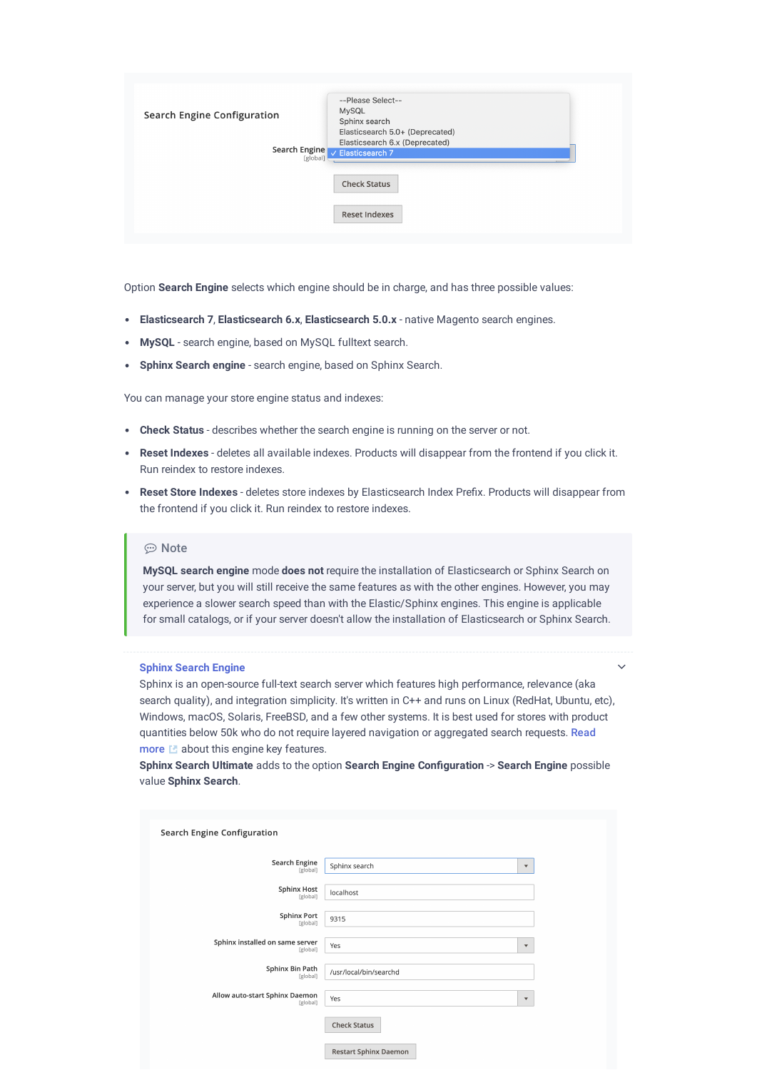Option **Search Engine** selects which engine should be in charge, and has three possible values:

- **Elasticsearch 7**, **Elasticsearch 6.x**, **Elasticsearch 5.0.x** - native Magento search engines.
- **MySQL** - search engine, based on MySQL fulltext search.
- **Sphinx Search engine** - search engine, based on Sphinx Search.

You can manage your store engine status and indexes:

- **Check Status** - describes whether the search engine is running on the server or not.
- **Reset Indexes** - deletes all available indexes. Products will disappear from the frontend if you click it. Run reindex to restore indexes.
- **Reset Store Indexes** - deletes store indexes by Elasticsearch Index Prefix. Products will disappear from the frontend if you click it. Run reindex to restore indexes.

> **Note**
>
> **MySQL search engine** mode **does not** require the installation of Elasticsearch or Sphinx Search on your server, but you will still receive the same features as with the other engines. However, you may experience a slower search speed than with the Elastic/Sphinx engines. This engine is applicable for small catalogs, or if your server doesn't allow the installation of Elasticsearch or Sphinx Search.

### Sphinx Search Engine

Sphinx is an open-source full-text search server which features high performance, relevance (aka search quality), and integration simplicity. It's written in C++ and runs on Linux (RedHat, Ubuntu, etc), Windows, macOS, Solaris, FreeBSD, and a few other systems. It is best used for stores with product quantities below 50k who do not require layered navigation or aggregated search requests. Read more about this engine key features.

**Sphinx Search Ultimate** adds to the option **Search Engine Configuration** -> **Search Engine** possible value **Sphinx Search**.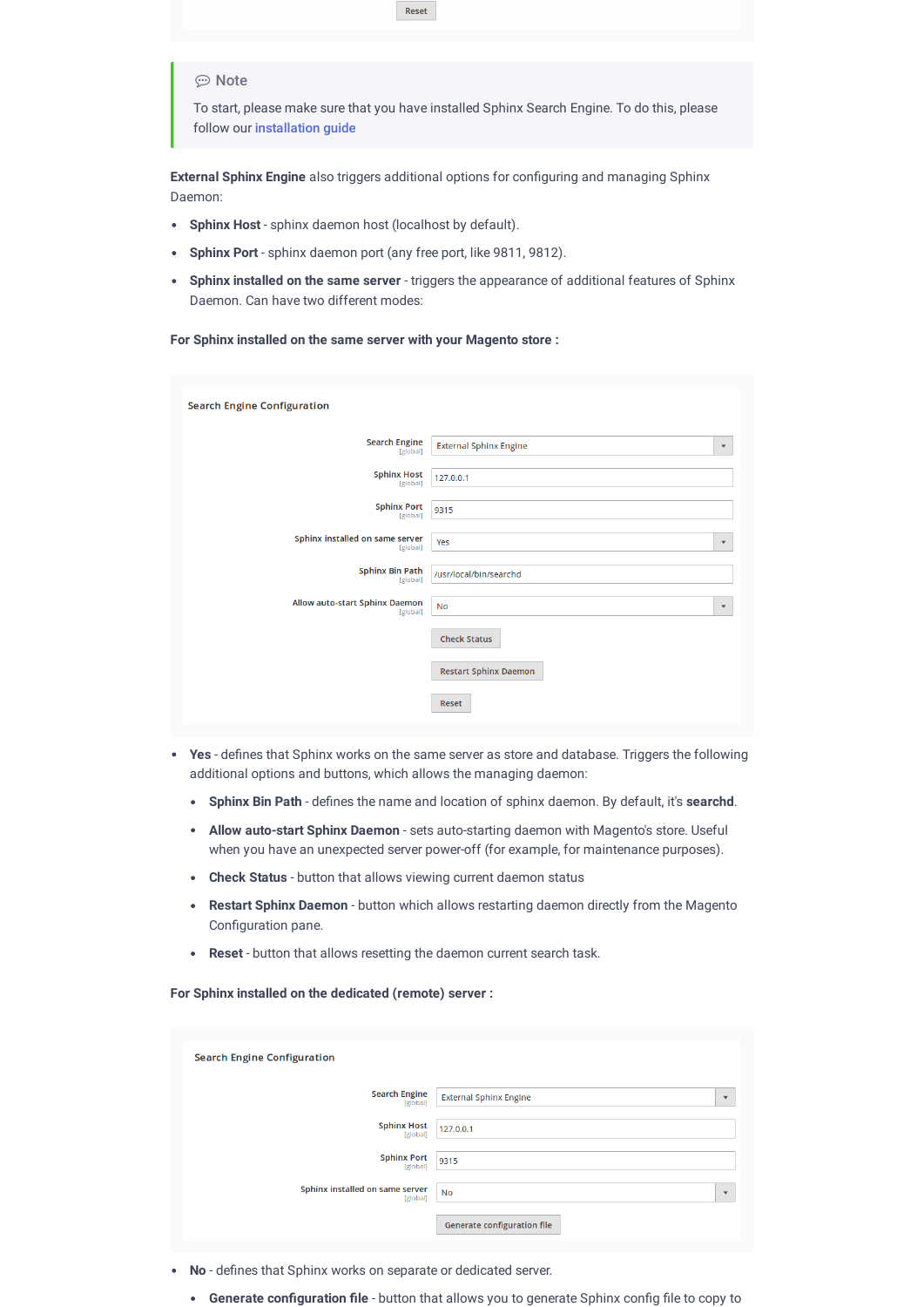Reset

> 💬 Note
>
> To start, please make sure that you have installed Sphinx Search Engine. To do this, please follow our installation guide

**External Sphinx Engine** also triggers additional options for configuring and managing Sphinx Daemon:

- **Sphinx Host** - sphinx daemon host (localhost by default).
- **Sphinx Port** - sphinx daemon port (any free port, like 9811, 9812).
- **Sphinx installed on the same server** - triggers the appearance of additional features of Sphinx Daemon. Can have two different modes:

**For Sphinx installed on the same server with your Magento store :**

Search Engine Configuration

| Setting | Value |
| --- | --- |
| Search Engine [global] | External Sphinx Engine |
| Sphinx Host [global] | 127.0.0.1 |
| Sphinx Port [global] | 9315 |
| Sphinx installed on same server [global] | Yes |
| Sphinx Bin Path [global] | /usr/local/bin/searchd |
| Allow auto-start Sphinx Daemon [global] | No |

Check Status

Restart Sphinx Daemon

Reset

- **Yes** - defines that Sphinx works on the same server as store and database. Triggers the following additional options and buttons, which allows the managing daemon:
  - **Sphinx Bin Path** - defines the name and location of sphinx daemon. By default, it's **searchd**.
  - **Allow auto-start Sphinx Daemon** - sets auto-starting daemon with Magento's store. Useful when you have an unexpected server power-off (for example, for maintenance purposes).
  - **Check Status** - button that allows viewing current daemon status
  - **Restart Sphinx Daemon** - button which allows restarting daemon directly from the Magento Configuration pane.
  - **Reset** - button that allows resetting the daemon current search task.

**For Sphinx installed on the dedicated (remote) server :**

Search Engine Configuration

| Setting | Value |
| --- | --- |
| Search Engine [global] | External Sphinx Engine |
| Sphinx Host [global] | 127.0.0.1 |
| Sphinx Port [global] | 9315 |
| Sphinx installed on same server [global] | No |

Generate configuration file

- **No** - defines that Sphinx works on separate or dedicated server.
  - **Generate configuration file** - button that allows you to generate Sphinx config file to copy to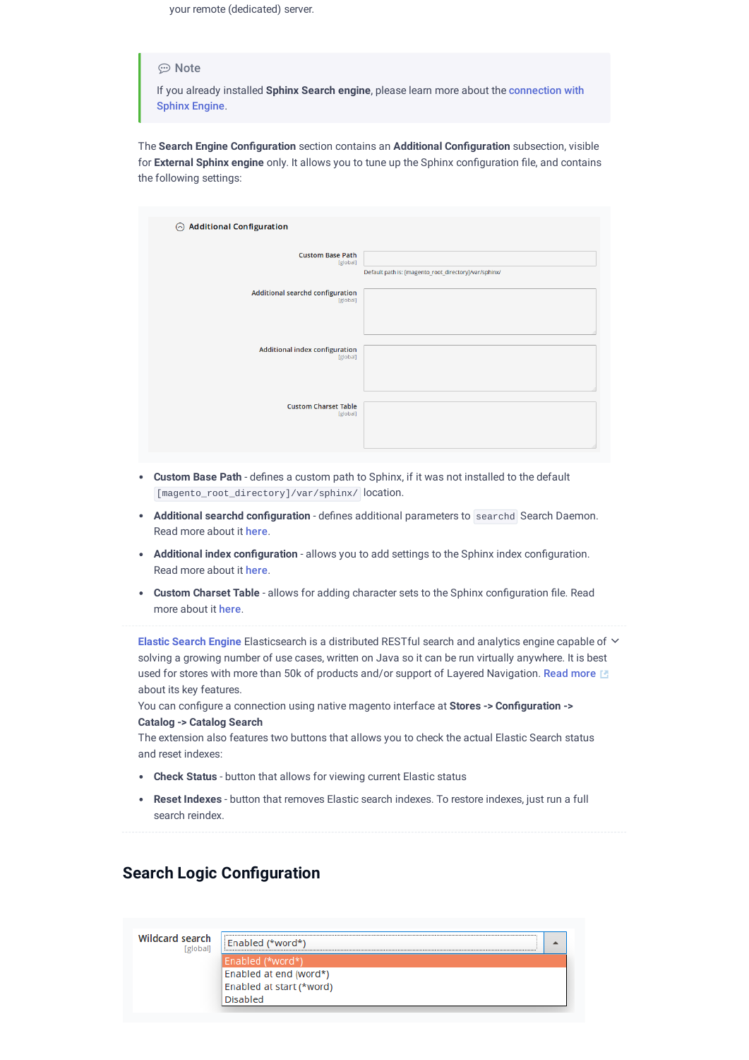your remote (dedicated) server.

> 💬 Note
>
> If you already installed **Sphinx Search engine**, please learn more about the connection with Sphinx Engine.

The **Search Engine Configuration** section contains an **Additional Configuration** subsection, visible for **External Sphinx engine** only. It allows you to tune up the Sphinx configuration file, and contains the following settings:

- **Custom Base Path** - defines a custom path to Sphinx, if it was not installed to the default `[magento_root_directory]/var/sphinx/` location.
- **Additional searchd configuration** - defines additional parameters to `searchd` Search Daemon. Read more about it here.
- **Additional index configuration** - allows you to add settings to the Sphinx index configuration. Read more about it here.
- **Custom Charset Table** - allows for adding character sets to the Sphinx configuration file. Read more about it here.

Elastic Search Engine Elasticsearch is a distributed RESTful search and analytics engine capable of solving a growing number of use cases, written on Java so it can be run virtually anywhere. It is best used for stores with more than 50k of products and/or support of Layered Navigation. Read more about its key features.
You can configure a connection using native magento interface at **Stores -> Configuration -> Catalog -> Catalog Search**
The extension also features two buttons that allows you to check the actual Elastic Search status and reset indexes:

- **Check Status** - button that allows for viewing current Elastic status
- **Reset Indexes** - button that removes Elastic search indexes. To restore indexes, just run a full search reindex.

## Search Logic Configuration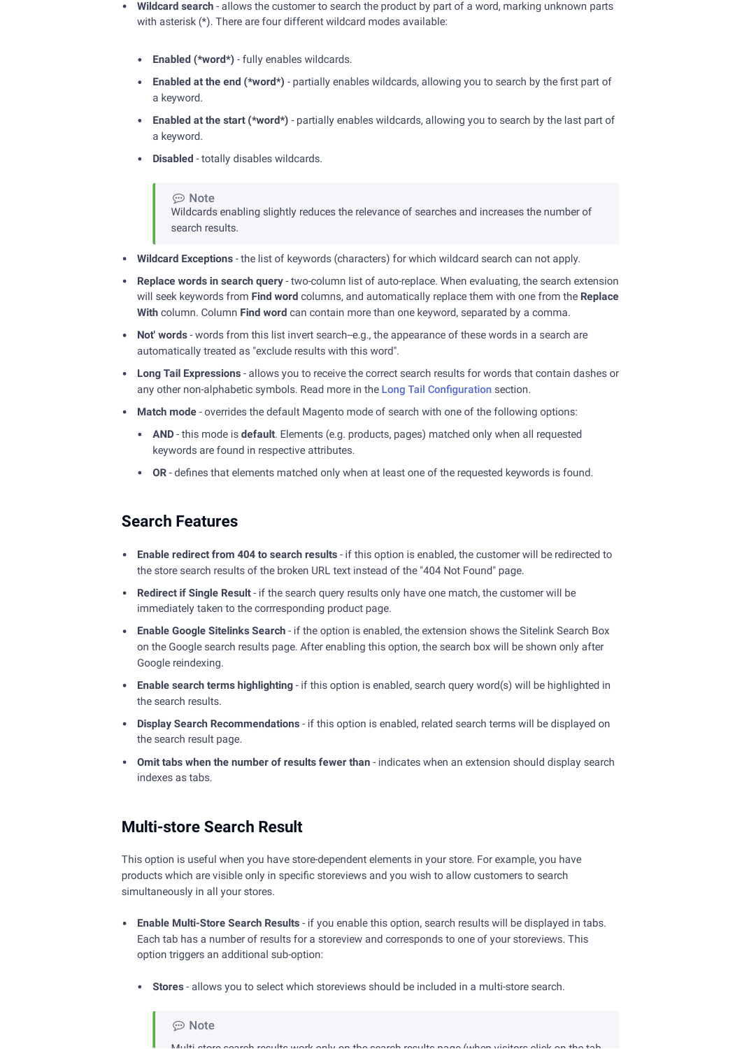- **Wildcard search** - allows the customer to search the product by part of a word, marking unknown parts with asterisk (*). There are four different wildcard modes available:
  - **Enabled (*word*)** - fully enables wildcards.
  - **Enabled at the end (*word*)** - partially enables wildcards, allowing you to search by the first part of a keyword.
  - **Enabled at the start (*word*)** - partially enables wildcards, allowing you to search by the last part of a keyword.
  - **Disabled** - totally disables wildcards.

  > 💬 Note
  > Wildcards enabling slightly reduces the relevance of searches and increases the number of search results.

- **Wildcard Exceptions** - the list of keywords (characters) for which wildcard search can not apply.
- **Replace words in search query** - two-column list of auto-replace. When evaluating, the search extension will seek keywords from **Find word** columns, and automatically replace them with one from the **Replace With** column. Column **Find word** can contain more than one keyword, separated by a comma.
- **Not' words** - words from this list invert search--e.g., the appearance of these words in a search are automatically treated as "exclude results with this word".
- **Long Tail Expressions** - allows you to receive the correct search results for words that contain dashes or any other non-alphabetic symbols. Read more in the Long Tail Configuration section.
- **Match mode** - overrides the default Magento mode of search with one of the following options:
  - **AND** - this mode is **default**. Elements (e.g. products, pages) matched only when all requested keywords are found in respective attributes.
  - **OR** - defines that elements matched only when at least one of the requested keywords is found.

## Search Features

- **Enable redirect from 404 to search results** - if this option is enabled, the customer will be redirected to the store search results of the broken URL text instead of the "404 Not Found" page.
- **Redirect if Single Result** - if the search query results only have one match, the customer will be immediately taken to the corrresponding product page.
- **Enable Google Sitelinks Search** - if the option is enabled, the extension shows the Sitelink Search Box on the Google search results page. After enabling this option, the search box will be shown only after Google reindexing.
- **Enable search terms highlighting** - if this option is enabled, search query word(s) will be highlighted in the search results.
- **Display Search Recommendations** - if this option is enabled, related search terms will be displayed on the search result page.
- **Omit tabs when the number of results fewer than** - indicates when an extension should display search indexes as tabs.

## Multi-store Search Result

This option is useful when you have store-dependent elements in your store. For example, you have products which are visible only in specific storeviews and you wish to allow customers to search simultaneously in all your stores.

- **Enable Multi-Store Search Results** - if you enable this option, search results will be displayed in tabs. Each tab has a number of results for a storeview and corresponds to one of your storeviews. This option triggers an additional sub-option:
  - **Stores** - allows you to select which storeviews should be included in a multi-store search.

  > 💬 Note
  > Multi-store search results work only on the search results page (when visitors click on the tab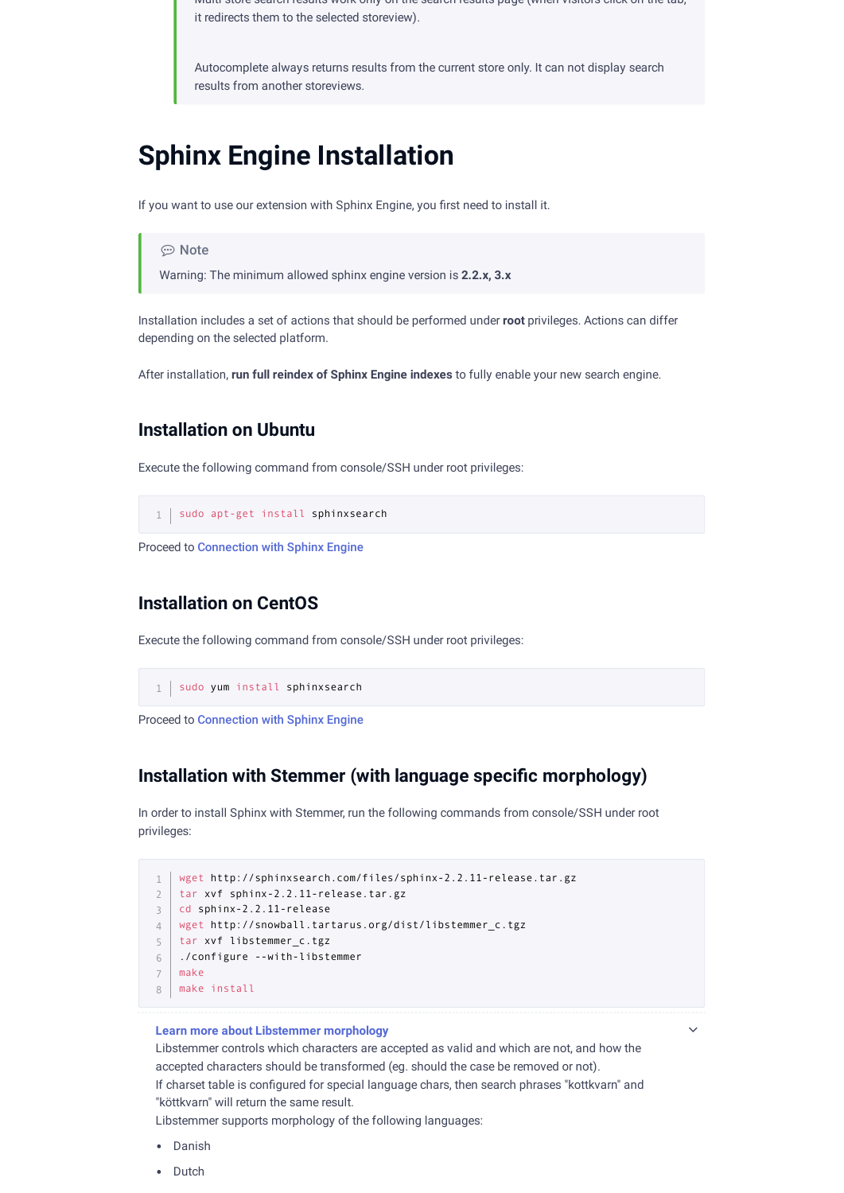it redirects them to the selected storeview).

> Autocomplete always returns results from the current store only. It can not display search results from another storeviews.

# Sphinx Engine Installation

If you want to use our extension with Sphinx Engine, you first need to install it.

> 💬 Note
>
> Warning: The minimum allowed sphinx engine version is **2.2.x, 3.x**

Installation includes a set of actions that should be performed under **root** privileges. Actions can differ depending on the selected platform.

After installation, **run full reindex of Sphinx Engine indexes** to fully enable your new search engine.

## Installation on Ubuntu

Execute the following command from console/SSH under root privileges:

```
sudo apt-get install sphinxsearch
```

Proceed to Connection with Sphinx Engine

## Installation on CentOS

Execute the following command from console/SSH under root privileges:

```
sudo yum install sphinxsearch
```

Proceed to Connection with Sphinx Engine

## Installation with Stemmer (with language specific morphology)

In order to install Sphinx with Stemmer, run the following commands from console/SSH under root privileges:

```
wget http://sphinxsearch.com/files/sphinx-2.2.11-release.tar.gz
tar xvf sphinx-2.2.11-release.tar.gz
cd sphinx-2.2.11-release
wget http://snowball.tartarus.org/dist/libstemmer_c.tgz
tar xvf libstemmer_c.tgz
./configure --with-libstemmer
make
make install
```

**Learn more about Libstemmer morphology**

Libstemmer controls which characters are accepted as valid and which are not, and how the accepted characters should be transformed (eg. should the case be removed or not).
If charset table is configured for special language chars, then search phrases "kottkvarn" and "köttkvarn" will return the same result.
Libstemmer supports morphology of the following languages:

- Danish
- Dutch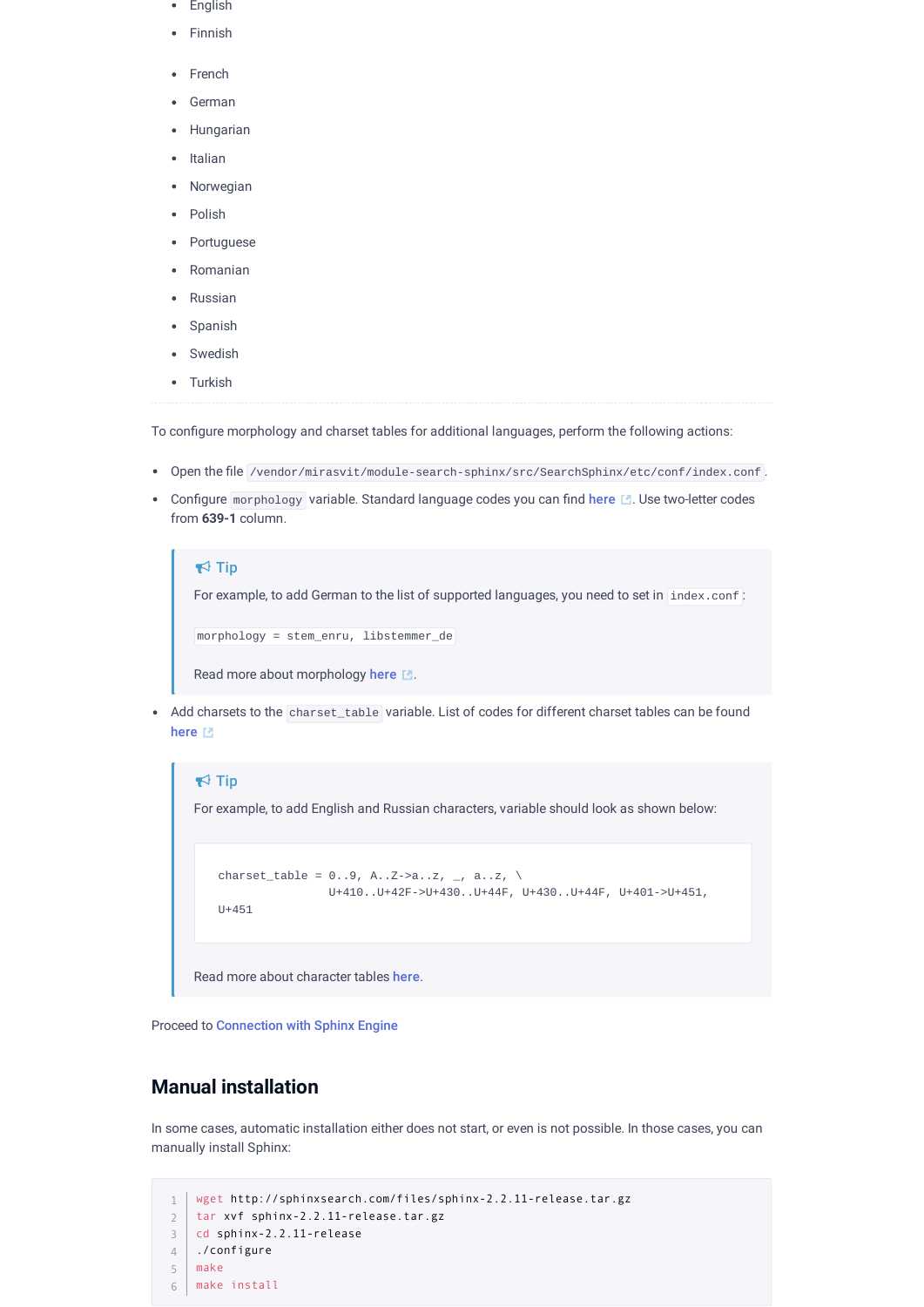- English
- Finnish
- French
- German
- Hungarian
- Italian
- Norwegian
- Polish
- Portuguese
- Romanian
- Russian
- Spanish
- Swedish
- Turkish

---

To configure morphology and charset tables for additional languages, perform the following actions:

- Open the file `/vendor/mirasvit/module-search-sphinx/src/SearchSphinx/etc/conf/index.conf`.
- Configure `morphology` variable. Standard language codes you can find here. Use two-letter codes from **639-1** column.

> **Tip**
>
> For example, to add German to the list of supported languages, you need to set in `index.conf`:
>
> `morphology = stem_enru, libstemmer_de`
>
> Read more about morphology here.

- Add charsets to the `charset_table` variable. List of codes for different charset tables can be found here

> **Tip**
>
> For example, to add English and Russian characters, variable should look as shown below:
>
> ```
> charset_table = 0..9, A..Z->a..z, _, a..z, \
>                 U+410..U+42F->U+430..U+44F, U+430..U+44F, U+401->U+451,
> U+451
> ```
>
> Read more about character tables here.

Proceed to Connection with Sphinx Engine

## Manual installation

In some cases, automatic installation either does not start, or even is not possible. In those cases, you can manually install Sphinx:

```
wget http://sphinxsearch.com/files/sphinx-2.2.11-release.tar.gz
tar xvf sphinx-2.2.11-release.tar.gz
cd sphinx-2.2.11-release
./configure
make
make install
```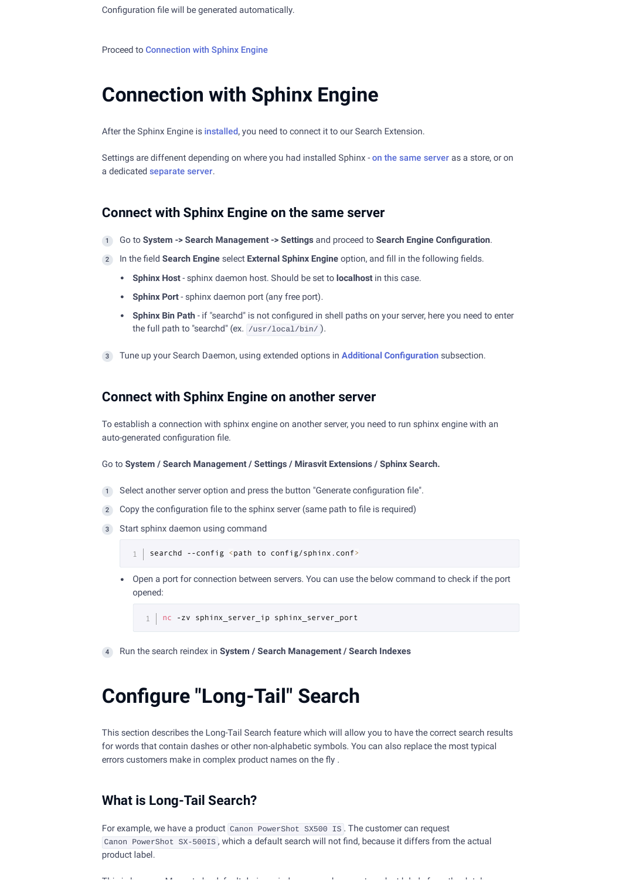Configuration file will be generated automatically.

Proceed to Connection with Sphinx Engine

# Connection with Sphinx Engine

After the Sphinx Engine is installed, you need to connect it to our Search Extension.

Settings are diffenent depending on where you had installed Sphinx - on the same server as a store, or on a dedicated separate server.

## Connect with Sphinx Engine on the same server

1. Go to **System -> Search Management -> Settings** and proceed to **Search Engine Configuration**.
2. In the field **Search Engine** select **External Sphinx Engine** option, and fill in the following fields.
   - **Sphinx Host** - sphinx daemon host. Should be set to **localhost** in this case.
   - **Sphinx Port** - sphinx daemon port (any free port).
   - **Sphinx Bin Path** - if "searchd" is not configured in shell paths on your server, here you need to enter the full path to "searchd" (ex. `/usr/local/bin/`).
3. Tune up your Search Daemon, using extended options in **Additional Configuration** subsection.

## Connect with Sphinx Engine on another server

To establish a connection with sphinx engine on another server, you need to run sphinx engine with an auto-generated configuration file.

Go to **System / Search Management / Settings / Mirasvit Extensions / Sphinx Search.**

1. Select another server option and press the button "Generate configuration file".
2. Copy the configuration file to the sphinx server (same path to file is required)
3. Start sphinx daemon using command

   ```
   searchd --config <path to config/sphinx.conf>
   ```

   - Open a port for connection between servers. You can use the below command to check if the port opened:

     ```
     nc -zv sphinx_server_ip sphinx_server_port
     ```

4. Run the search reindex in **System / Search Management / Search Indexes**

# Configure "Long-Tail" Search

This section describes the Long-Tail Search feature which will allow you to have the correct search results for words that contain dashes or other non-alphabetic symbols. You can also replace the most typical errors customers make in complex product names on the fly .

## What is Long-Tail Search?

For example, we have a product `Canon PowerShot SX500 IS`. The customer can request `Canon PowerShot SX-500IS`, which a default search will not find, because it differs from the actual product label.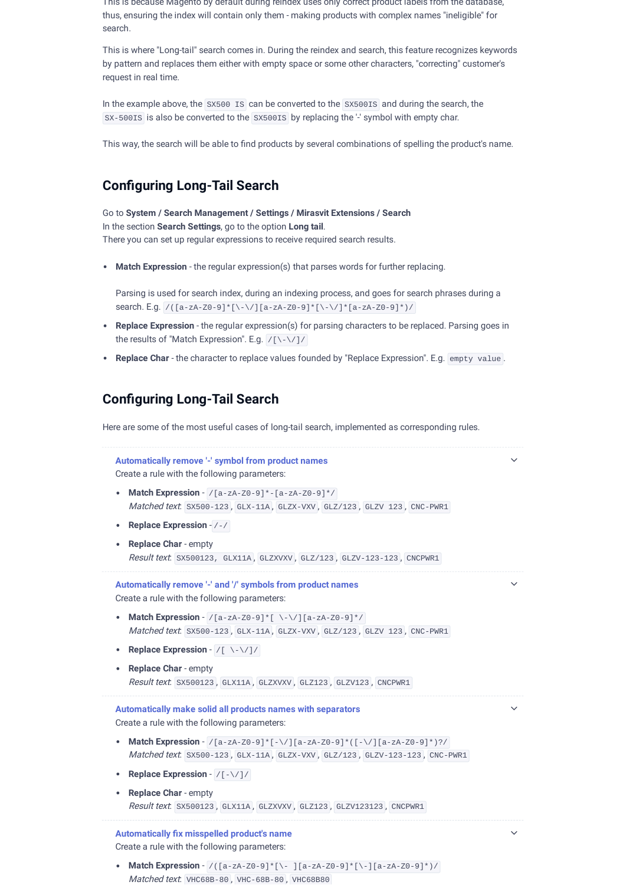This is because Magento by default during reindex uses only correct product labels from the database, thus, ensuring the index will contain only them - making products with complex names "ineligible" for search.

This is where "Long-tail" search comes in. During the reindex and search, this feature recognizes keywords by pattern and replaces them either with empty space or some other characters, "correcting" customer's request in real time.

In the example above, the `SX500 IS` can be converted to the `SX500IS` and during the search, the `SX-500IS` is also be converted to the `SX500IS` by replacing the '-' symbol with empty char.

This way, the search will be able to find products by several combinations of spelling the product's name.

## Configuring Long-Tail Search

Go to **System / Search Management / Settings / Mirasvit Extensions / Search**
In the section **Search Settings**, go to the option **Long tail**.
There you can set up regular expressions to receive required search results.

- **Match Expression** - the regular expression(s) that parses words for further replacing.

  Parsing is used for search index, during an indexing process, and goes for search phrases during a search. E.g. `/([a-zA-Z0-9]*[\-\/][a-zA-Z0-9]*[\-\/]*[a-zA-Z0-9]*)/`
- **Replace Expression** - the regular expression(s) for parsing characters to be replaced. Parsing goes in the results of "Match Expression". E.g. `/[\-\/]/`
- **Replace Char** - the character to replace values founded by "Replace Expression". E.g. `empty value`.

## Configuring Long-Tail Search

Here are some of the most useful cases of long-tail search, implemented as corresponding rules.

**Automatically remove '-' symbol from product names**

Create a rule with the following parameters:

- **Match Expression** - `/[a-zA-Z0-9]*-[a-zA-Z0-9]*/`
  *Matched text*: `SX500-123`, `GLX-11A`, `GLZ-VXV`, `GLZ/123`, `GLZV 123`, `CNC-PWR1`
- **Replace Expression** - `/-/`
- **Replace Char** - empty
  *Result text*: `SX500123, GLX11A`, `GLZXVXV`, `GLZ/123`, `GLZV-123-123`, `CNCPWR1`

**Automatically remove '-' and '/' symbols from product names**

Create a rule with the following parameters:

- **Match Expression** - `/[a-zA-Z0-9]*[ \-\/][a-zA-Z0-9]*/`
  *Matched text*: `SX500-123`, `GLX-11A`, `GLZ-VXV`, `GLZ/123`, `GLZV 123`, `CNC-PWR1`
- **Replace Expression** - `/[ \-\/]/`
- **Replace Char** - empty
  *Result text*: `SX500123`, `GLX11A`, `GLZXVXV`, `GLZ123`, `GLZV123`, `CNCPWR1`

**Automatically make solid all products names with separators**

Create a rule with the following parameters:

- **Match Expression** - `/[a-zA-Z0-9]*[-\/][a-zA-Z0-9]*([-\/][a-zA-Z0-9]*)?/`
  *Matched text*: `SX500-123`, `GLX-11A`, `GLZ-VXV`, `GLZ/123`, `GLZV-123-123`, `CNC-PWR1`
- **Replace Expression** - `/[-\/]/`
- **Replace Char** - empty
  *Result text*: `SX500123`, `GLX11A`, `GLZXVXV`, `GLZ123`, `GLZV123123`, `CNCPWR1`

**Automatically fix misspelled product's name**

Create a rule with the following parameters:

- **Match Expression** - `/([a-zA-Z0-9]*[\- ][a-zA-Z0-9]*[\-][a-zA-Z0-9]*)/`
  *Matched text*: `VHC68B-80`, `VHC-68B-80`, `VHC68B80`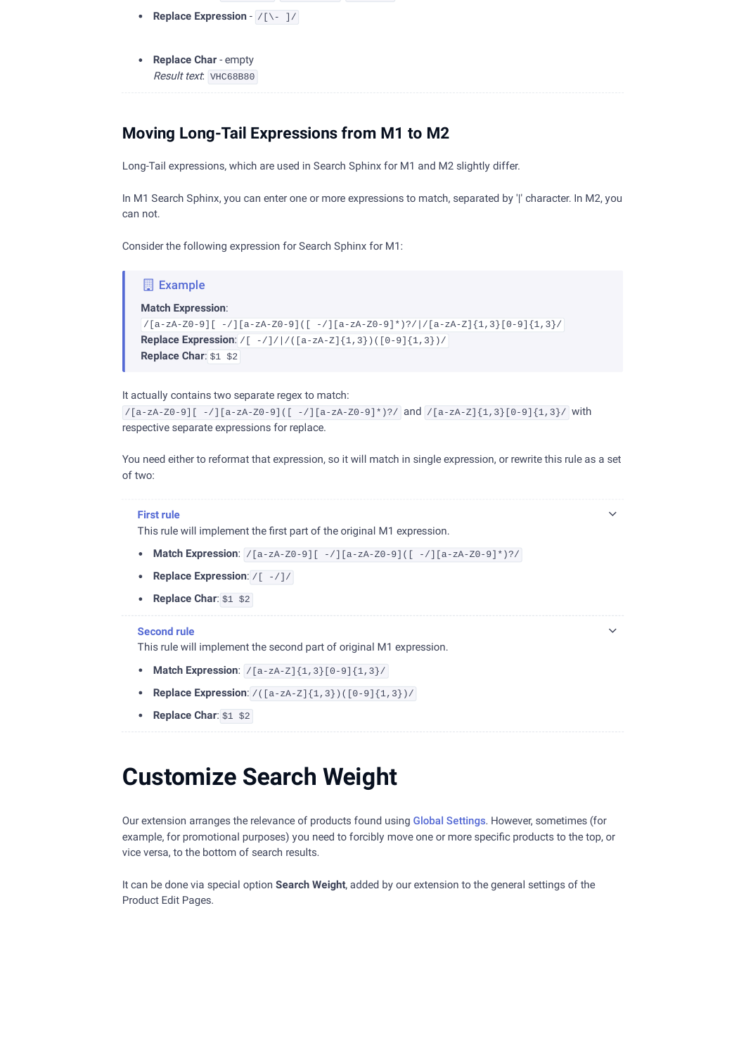- **Replace Expression** - `/[\- ]/`

- **Replace Char** - empty
  *Result text*: `VHC68B80`

## Moving Long-Tail Expressions from M1 to M2

Long-Tail expressions, which are used in Search Sphinx for M1 and M2 slightly differ.

In M1 Search Sphinx, you can enter one or more expressions to match, separated by '|' character. In M2, you can not.

Consider the following expression for Search Sphinx for M1:

> **Example**
>
> **Match Expression**: `/[a-zA-Z0-9][ -/][a-zA-Z0-9]([ -/][a-zA-Z0-9]*)?/|/[a-zA-Z]{1,3}[0-9]{1,3}/`
> **Replace Expression**: `/[ -/]/|/([a-zA-Z]{1,3})([0-9]{1,3})/`
> **Replace Char**: `$1 $2`

It actually contains two separate regex to match: `/[a-zA-Z0-9][ -/][a-zA-Z0-9]([ -/][a-zA-Z0-9]*)?/` and `/[a-zA-Z]{1,3}[0-9]{1,3}/` with respective separate expressions for replace.

You need either to reformat that expression, so it will match in single expression, or rewrite this rule as a set of two:

**First rule**

This rule will implement the first part of the original M1 expression.

- **Match Expression**: `/[a-zA-Z0-9][ -/][a-zA-Z0-9]([ -/][a-zA-Z0-9]*)?/`
- **Replace Expression**: `/[ -/]/`
- **Replace Char**: `$1 $2`

**Second rule**

This rule will implement the second part of original M1 expression.

- **Match Expression**: `/[a-zA-Z]{1,3}[0-9]{1,3}/`
- **Replace Expression**: `/([a-zA-Z]{1,3})([0-9]{1,3})/`
- **Replace Char**: `$1 $2`

# Customize Search Weight

Our extension arranges the relevance of products found using Global Settings. However, sometimes (for example, for promotional purposes) you need to forcibly move one or more specific products to the top, or vice versa, to the bottom of search results.

It can be done via special option **Search Weight**, added by our extension to the general settings of the Product Edit Pages.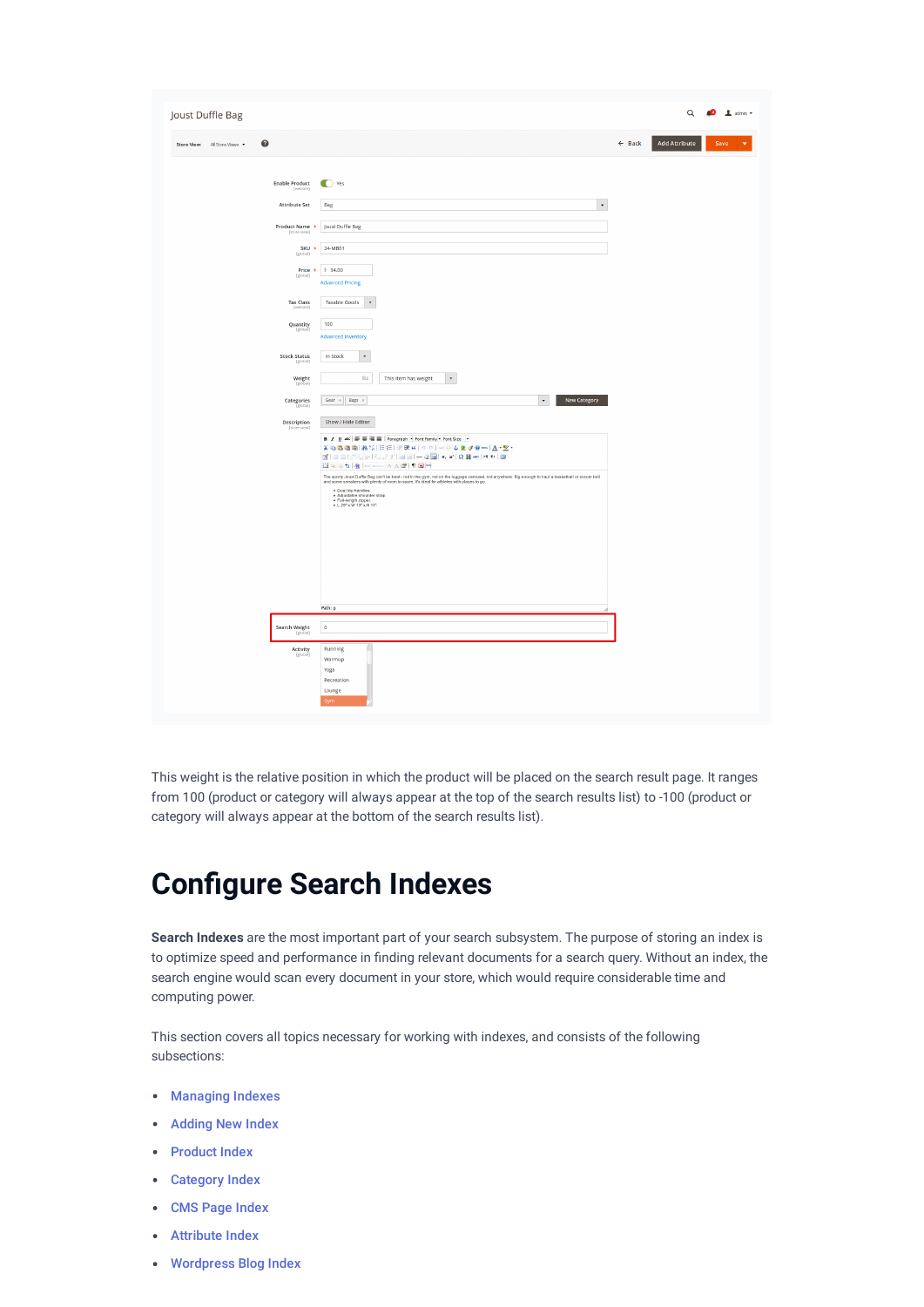This weight is the relative position in which the product will be placed on the search result page. It ranges from 100 (product or category will always appear at the top of the search results list) to -100 (product or category will always appear at the bottom of the search results list).

# Configure Search Indexes

**Search Indexes** are the most important part of your search subsystem. The purpose of storing an index is to optimize speed and performance in finding relevant documents for a search query. Without an index, the search engine would scan every document in your store, which would require considerable time and computing power.

This section covers all topics necessary for working with indexes, and consists of the following subsections:

- Managing Indexes
- Adding New Index
- Product Index
- Category Index
- CMS Page Index
- Attribute Index
- Wordpress Blog Index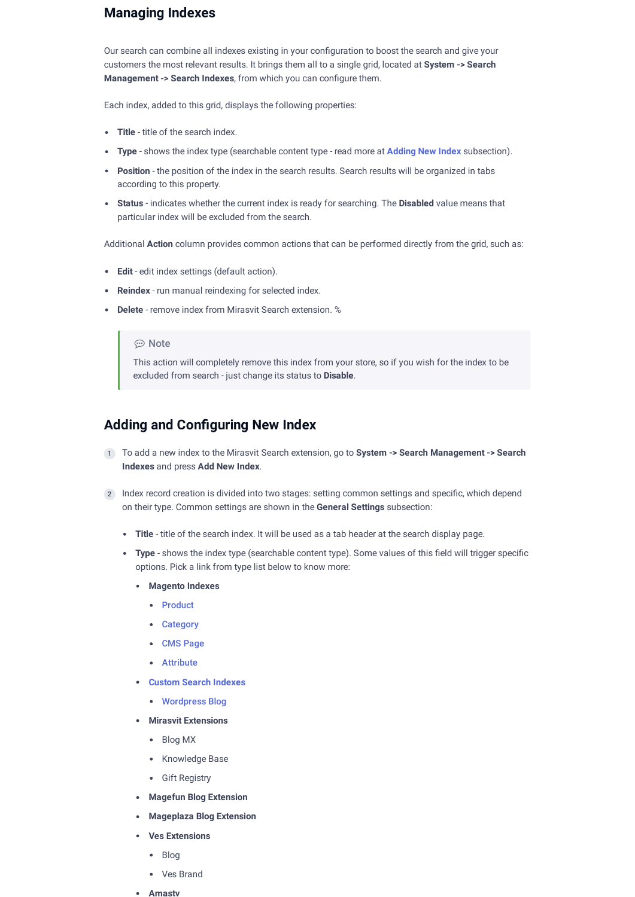## Managing Indexes

Our search can combine all indexes existing in your configuration to boost the search and give your customers the most relevant results. It brings them all to a single grid, located at **System -> Search Management -> Search Indexes**, from which you can configure them.

Each index, added to this grid, displays the following properties:

- **Title** - title of the search index.
- **Type** - shows the index type (searchable content type - read more at **Adding New Index** subsection).
- **Position** - the position of the index in the search results. Search results will be organized in tabs according to this property.
- **Status** - indicates whether the current index is ready for searching. The **Disabled** value means that particular index will be excluded from the search.

Additional **Action** column provides common actions that can be performed directly from the grid, such as:

- **Edit** - edit index settings (default action).
- **Reindex** - run manual reindexing for selected index.
- **Delete** - remove index from Mirasvit Search extension. %

> 💬 Note
>
> This action will completely remove this index from your store, so if you wish for the index to be excluded from search - just change its status to **Disable**.

## Adding and Configuring New Index

1. To add a new index to the Mirasvit Search extension, go to **System -> Search Management -> Search Indexes** and press **Add New Index**.

2. Index record creation is divided into two stages: setting common settings and specific, which depend on their type. Common settings are shown in the **General Settings** subsection:

   - **Title** - title of the search index. It will be used as a tab header at the search display page.
   - **Type** - shows the index type (searchable content type). Some values of this field will trigger specific options. Pick a link from type list below to know more:
     - **Magento Indexes**
       - Product
       - Category
       - CMS Page
       - Attribute
     - **Custom Search Indexes**
       - Wordpress Blog
     - **Mirasvit Extensions**
       - Blog MX
       - Knowledge Base
       - Gift Registry
     - **Magefun Blog Extension**
     - **Mageplaza Blog Extension**
     - **Ves Extensions**
       - Blog
       - Ves Brand
     - **Amasty**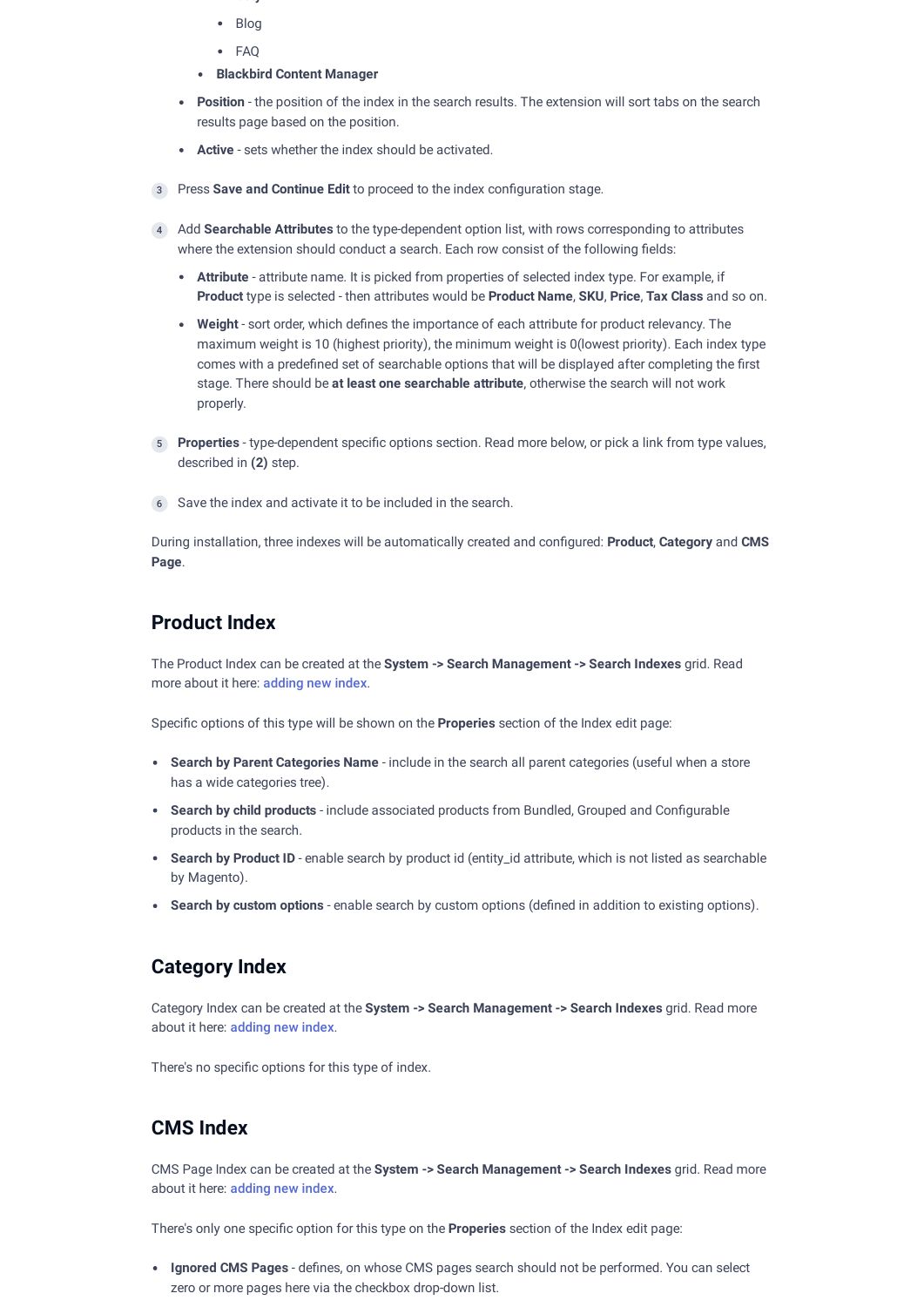- Blog
    - FAQ
  - **Blackbird Content Manager**
- **Position** - the position of the index in the search results. The extension will sort tabs on the search results page based on the position.
- **Active** - sets whether the index should be activated.

3. Press **Save and Continue Edit** to proceed to the index configuration stage.

4. Add **Searchable Attributes** to the type-dependent option list, with rows corresponding to attributes where the extension should conduct a search. Each row consist of the following fields:
   - **Attribute** - attribute name. It is picked from properties of selected index type. For example, if **Product** type is selected - then attributes would be **Product Name**, **SKU**, **Price**, **Tax Class** and so on.
   - **Weight** - sort order, which defines the importance of each attribute for product relevancy. The maximum weight is 10 (highest priority), the minimum weight is 0(lowest priority). Each index type comes with a predefined set of searchable options that will be displayed after completing the first stage. There should be **at least one searchable attribute**, otherwise the search will not work properly.

5. **Properties** - type-dependent specific options section. Read more below, or pick a link from type values, described in **(2)** step.

6. Save the index and activate it to be included in the search.

During installation, three indexes will be automatically created and configured: **Product**, **Category** and **CMS Page**.

## Product Index

The Product Index can be created at the **System -> Search Management -> Search Indexes** grid. Read more about it here: adding new index.

Specific options of this type will be shown on the **Properies** section of the Index edit page:

- **Search by Parent Categories Name** - include in the search all parent categories (useful when a store has a wide categories tree).
- **Search by child products** - include associated products from Bundled, Grouped and Configurable products in the search.
- **Search by Product ID** - enable search by product id (entity_id attribute, which is not listed as searchable by Magento).
- **Search by custom options** - enable search by custom options (defined in addition to existing options).

## Category Index

Category Index can be created at the **System -> Search Management -> Search Indexes** grid. Read more about it here: adding new index.

There's no specific options for this type of index.

## CMS Index

CMS Page Index can be created at the **System -> Search Management -> Search Indexes** grid. Read more about it here: adding new index.

There's only one specific option for this type on the **Properies** section of the Index edit page:

- **Ignored CMS Pages** - defines, on whose CMS pages search should not be performed. You can select zero or more pages here via the checkbox drop-down list.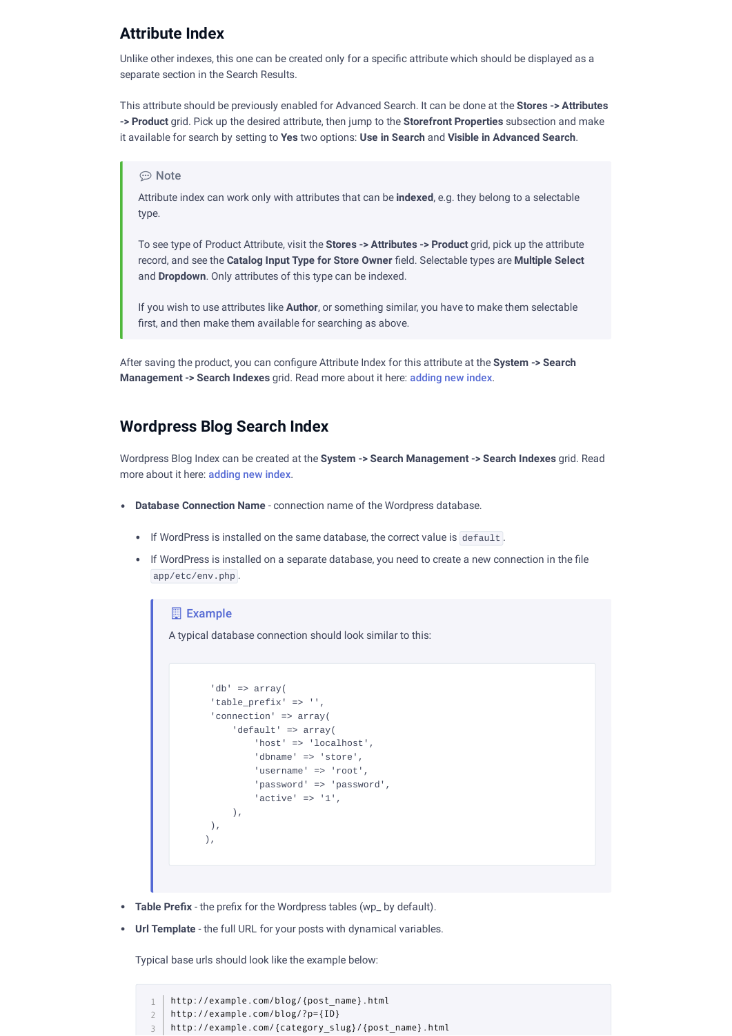## Attribute Index

Unlike other indexes, this one can be created only for a specific attribute which should be displayed as a separate section in the Search Results.

This attribute should be previously enabled for Advanced Search. It can be done at the **Stores -> Attributes -> Product** grid. Pick up the desired attribute, then jump to the **Storefront Properties** subsection and make it available for search by setting to **Yes** two options: **Use in Search** and **Visible in Advanced Search**.

> 💬 Note
>
> Attribute index can work only with attributes that can be **indexed**, e.g. they belong to a selectable type.
>
> To see type of Product Attribute, visit the **Stores -> Attributes -> Product** grid, pick up the attribute record, and see the **Catalog Input Type for Store Owner** field. Selectable types are **Multiple Select** and **Dropdown**. Only attributes of this type can be indexed.
>
> If you wish to use attributes like **Author**, or something similar, you have to make them selectable first, and then make them available for searching as above.

After saving the product, you can configure Attribute Index for this attribute at the **System -> Search Management -> Search Indexes** grid. Read more about it here: adding new index.

## Wordpress Blog Search Index

Wordpress Blog Index can be created at the **System -> Search Management -> Search Indexes** grid. Read more about it here: adding new index.

- **Database Connection Name** - connection name of the Wordpress database.
  - If WordPress is installed on the same database, the correct value is `default`.
  - If WordPress is installed on a separate database, you need to create a new connection in the file `app/etc/env.php`.

    > Example
    >
    > A typical database connection should look similar to this:
    >
    > ```
    >       'db' => array(
    >       'table_prefix' => '',
    >       'connection' => array(
    >           'default' => array(
    >               'host' => 'localhost',
    >               'dbname' => 'store',
    >               'username' => 'root',
    >               'password' => 'password',
    >               'active' => '1',
    >           ),
    >       ),
    >      ),
    > ```

- **Table Prefix** - the prefix for the Wordpress tables (wp_ by default).
- **Url Template** - the full URL for your posts with dynamical variables.

  Typical base urls should look like the example below:

  ```
  http://example.com/blog/{post_name}.html
  http://example.com/blog/?p={ID}
  http://example.com/{category_slug}/{post_name}.html
  ```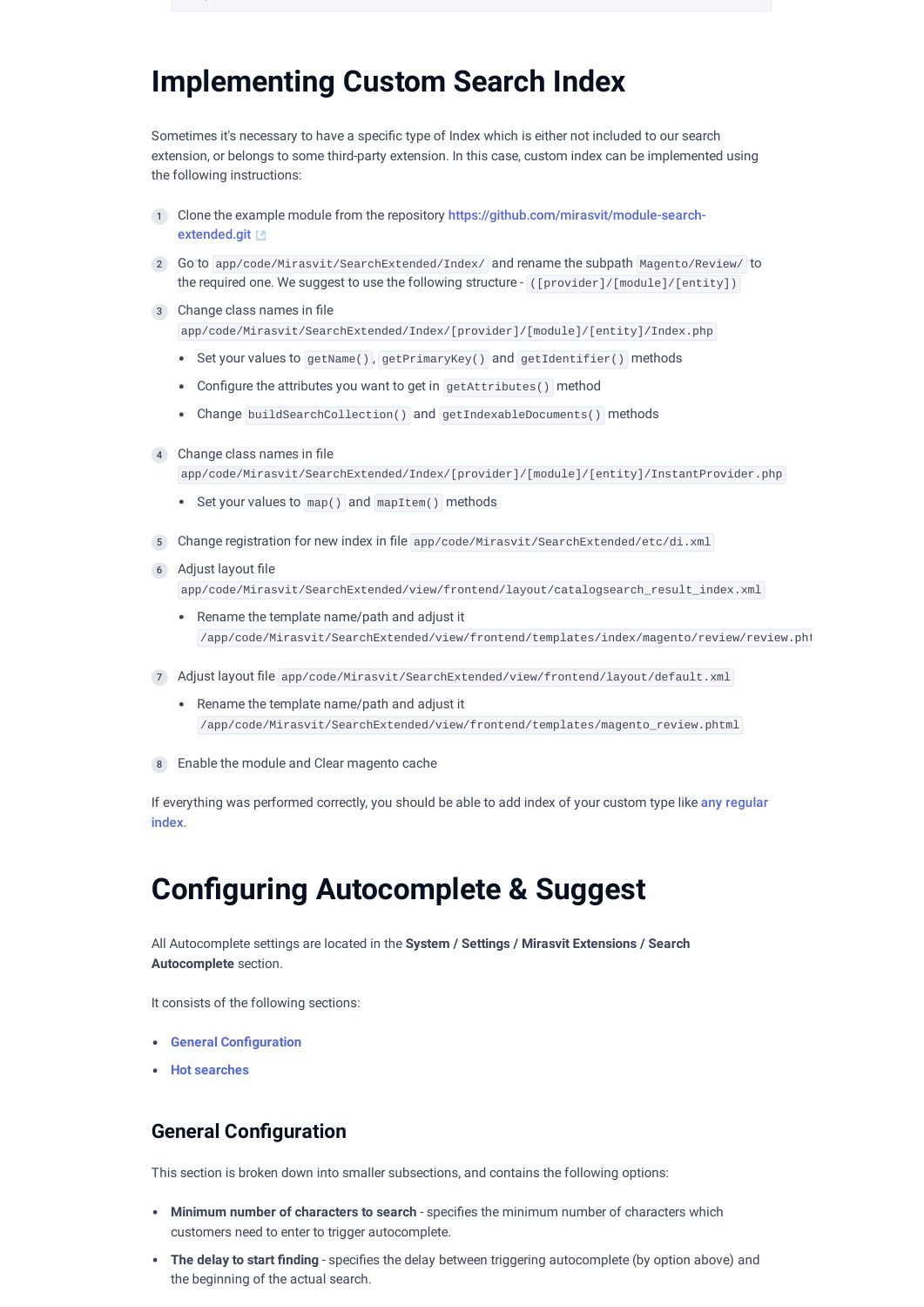# Implementing Custom Search Index

Sometimes it's necessary to have a specific type of Index which is either not included to our search extension, or belongs to some third-party extension. In this case, custom index can be implemented using the following instructions:

1. Clone the example module from the repository [https://github.com/mirasvit/module-search-extended.git](https://github.com/mirasvit/module-search-extended.git)
2. Go to `app/code/Mirasvit/SearchExtended/Index/` and rename the subpath `Magento/Review/` to the required one. We suggest to use the following structure - `([provider]/[module]/[entity])`
3. Change class names in file `app/code/Mirasvit/SearchExtended/Index/[provider]/[module]/[entity]/Index.php`
   - Set your values to `getName()`, `getPrimaryKey()` and `getIdentifier()` methods
   - Configure the attributes you want to get in `getAttributes()` method
   - Change `buildSearchCollection()` and `getIndexableDocuments()` methods
4. Change class names in file `app/code/Mirasvit/SearchExtended/Index/[provider]/[module]/[entity]/InstantProvider.php`
   - Set your values to `map()` and `mapItem()` methods
5. Change registration for new index in file `app/code/Mirasvit/SearchExtended/etc/di.xml`
6. Adjust layout file `app/code/Mirasvit/SearchExtended/view/frontend/layout/catalogsearch_result_index.xml`
   - Rename the template name/path and adjust it `/app/code/Mirasvit/SearchExtended/view/frontend/templates/index/magento/review/review.phtml`
7. Adjust layout file `app/code/Mirasvit/SearchExtended/view/frontend/layout/default.xml`
   - Rename the template name/path and adjust it `/app/code/Mirasvit/SearchExtended/view/frontend/templates/magento_review.phtml`
8. Enable the module and Clear magento cache

If everything was performed correctly, you should be able to add index of your custom type like any regular index.

# Configuring Autocomplete & Suggest

All Autocomplete settings are located in the **System / Settings / Mirasvit Extensions / Search Autocomplete** section.

It consists of the following sections:

- General Configuration
- Hot searches

## General Configuration

This section is broken down into smaller subsections, and contains the following options:

- **Minimum number of characters to search** - specifies the minimum number of characters which customers need to enter to trigger autocomplete.
- **The delay to start finding** - specifies the delay between triggering autocomplete (by option above) and the beginning of the actual search.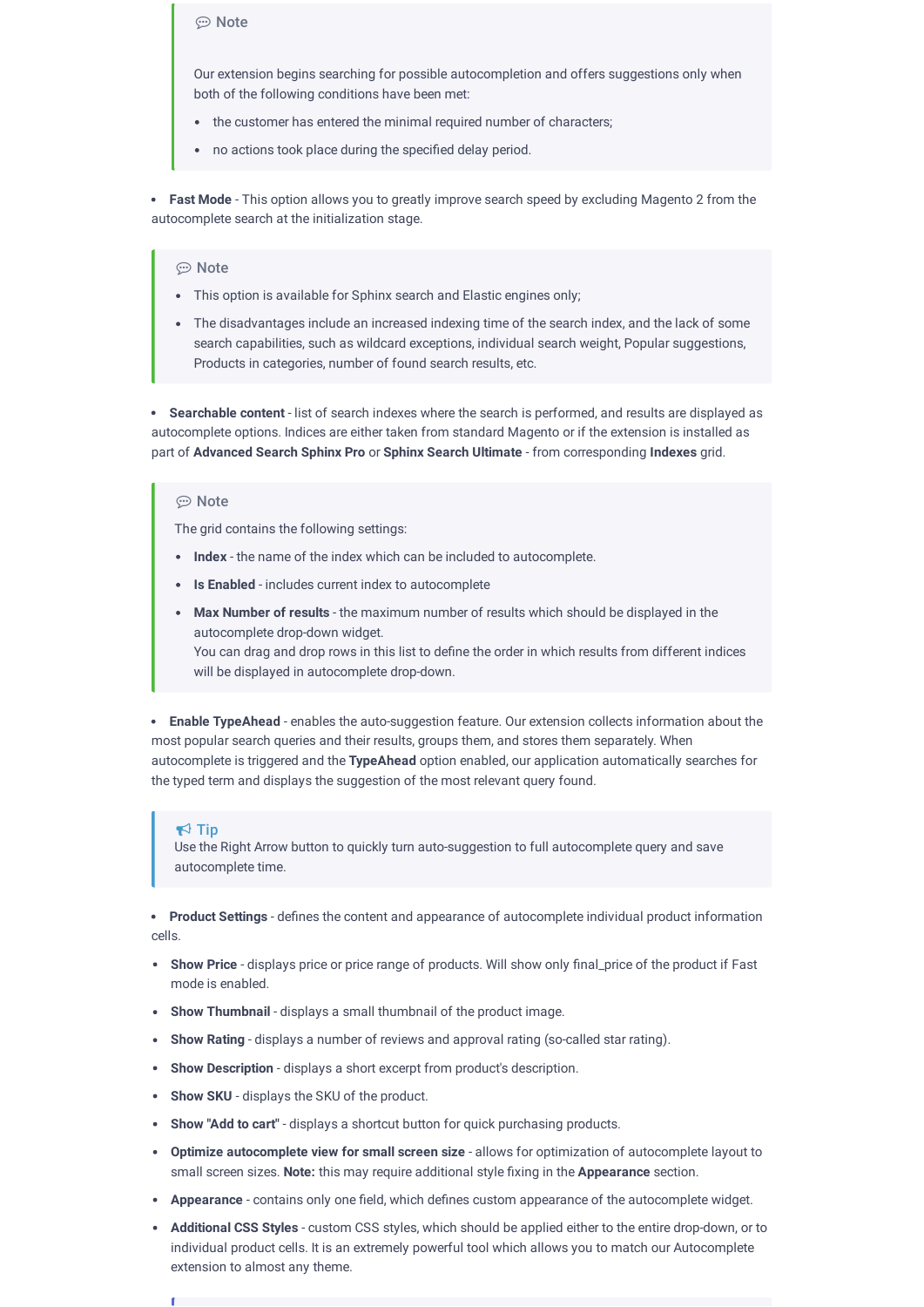> 💬 Note
>
> Our extension begins searching for possible autocompletion and offers suggestions only when both of the following conditions have been met:
>
> - the customer has entered the minimal required number of characters;
> - no actions took place during the specified delay period.

- **Fast Mode** - This option allows you to greatly improve search speed by excluding Magento 2 from the autocomplete search at the initialization stage.

> 💬 Note
>
> - This option is available for Sphinx search and Elastic engines only;
> - The disadvantages include an increased indexing time of the search index, and the lack of some search capabilities, such as wildcard exceptions, individual search weight, Popular suggestions, Products in categories, number of found search results, etc.

- **Searchable content** - list of search indexes where the search is performed, and results are displayed as autocomplete options. Indices are either taken from standard Magento or if the extension is installed as part of **Advanced Search Sphinx Pro** or **Sphinx Search Ultimate** - from corresponding **Indexes** grid.

> 💬 Note
>
> The grid contains the following settings:
>
> - **Index** - the name of the index which can be included to autocomplete.
> - **Is Enabled** - includes current index to autocomplete
> - **Max Number of results** - the maximum number of results which should be displayed in the autocomplete drop-down widget.
>   You can drag and drop rows in this list to define the order in which results from different indices will be displayed in autocomplete drop-down.

- **Enable TypeAhead** - enables the auto-suggestion feature. Our extension collects information about the most popular search queries and their results, groups them, and stores them separately. When autocomplete is triggered and the **TypeAhead** option enabled, our application automatically searches for the typed term and displays the suggestion of the most relevant query found.

> 📢 Tip
>
> Use the Right Arrow button to quickly turn auto-suggestion to full autocomplete query and save autocomplete time.

- **Product Settings** - defines the content and appearance of autocomplete individual product information cells.
  - **Show Price** - displays price or price range of products. Will show only final_price of the product if Fast mode is enabled.
  - **Show Thumbnail** - displays a small thumbnail of the product image.
  - **Show Rating** - displays a number of reviews and approval rating (so-called star rating).
  - **Show Description** - displays a short excerpt from product's description.
  - **Show SKU** - displays the SKU of the product.
  - **Show "Add to cart"** - displays a shortcut button for quick purchasing products.
  - **Optimize autocomplete view for small screen size** - allows for optimization of autocomplete layout to small screen sizes. **Note:** this may require additional style fixing in the **Appearance** section.
  - **Appearance** - contains only one field, which defines custom appearance of the autocomplete widget.
  - **Additional CSS Styles** - custom CSS styles, which should be applied either to the entire drop-down, or to individual product cells. It is an extremely powerful tool which allows you to match our Autocomplete extension to almost any theme.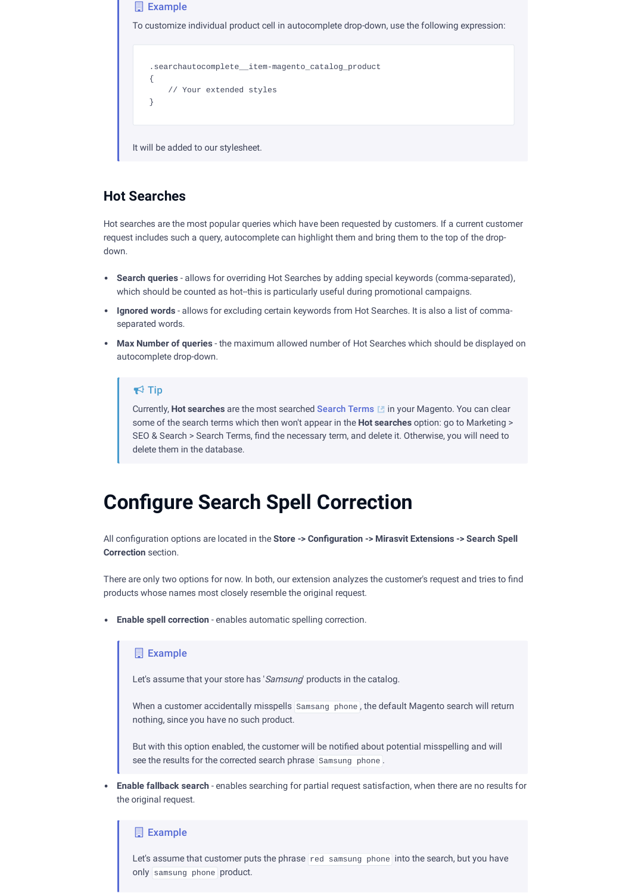> **Example**
>
> To customize individual product cell in autocomplete drop-down, use the following expression:
>
> ```
> .searchautocomplete__item-magento_catalog_product
> {
>     // Your extended styles
> }
> ```
>
> It will be added to our stylesheet.

### Hot Searches

Hot searches are the most popular queries which have been requested by customers. If a current customer request includes such a query, autocomplete can highlight them and bring them to the top of the drop-down.

- **Search queries** - allows for overriding Hot Searches by adding special keywords (comma-separated), which should be counted as hot--this is particularly useful during promotional campaigns.
- **Ignored words** - allows for excluding certain keywords from Hot Searches. It is also a list of comma-separated words.
- **Max Number of queries** - the maximum allowed number of Hot Searches which should be displayed on autocomplete drop-down.

> **Tip**
>
> Currently, **Hot searches** are the most searched Search Terms in your Magento. You can clear some of the search terms which then won't appear in the **Hot searches** option: go to Marketing > SEO & Search > Search Terms, find the necessary term, and delete it. Otherwise, you will need to delete them in the database.

## Configure Search Spell Correction

All configuration options are located in the **Store -> Configuration -> Mirasvit Extensions -> Search Spell Correction** section.

There are only two options for now. In both, our extension analyzes the customer's request and tries to find products whose names most closely resemble the original request.

- **Enable spell correction** - enables automatic spelling correction.

> **Example**
>
> Let's assume that your store has '*Samsung*' products in the catalog.
>
> When a customer accidentally misspells `Samsang phone`, the default Magento search will return nothing, since you have no such product.
>
> But with this option enabled, the customer will be notified about potential misspelling and will see the results for the corrected search phrase `Samsung phone`.

- **Enable fallback search** - enables searching for partial request satisfaction, when there are no results for the original request.

> **Example**
>
> Let's assume that customer puts the phrase `red samsung phone` into the search, but you have only `samsung phone` product.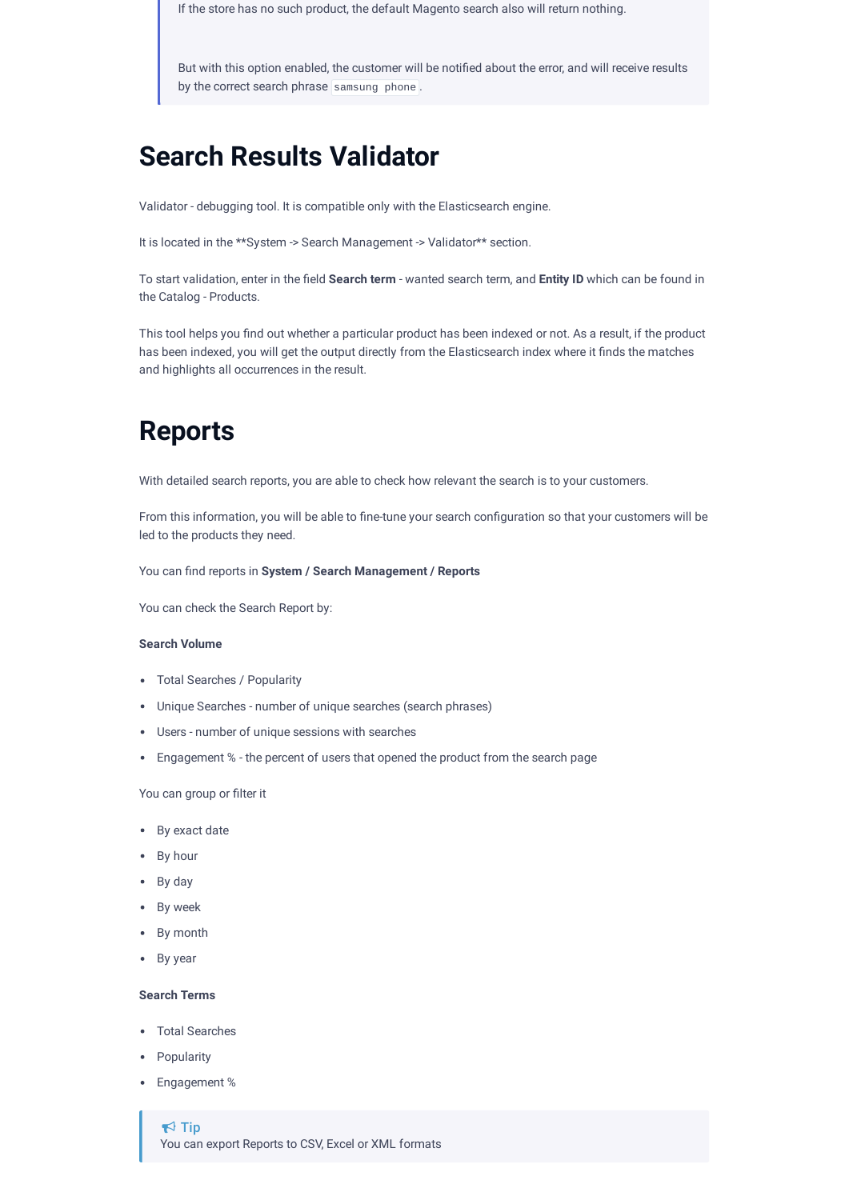> If the store has no such product, the default Magento search also will return nothing.
>
> But with this option enabled, the customer will be notified about the error, and will receive results by the correct search phrase `samsung phone`.

# Search Results Validator

Validator - debugging tool. It is compatible only with the Elasticsearch engine.

It is located in the **System -> Search Management -> Validator** section.

To start validation, enter in the field **Search term** - wanted search term, and **Entity ID** which can be found in the Catalog - Products.

This tool helps you find out whether a particular product has been indexed or not. As a result, if the product has been indexed, you will get the output directly from the Elasticsearch index where it finds the matches and highlights all occurrences in the result.

# Reports

With detailed search reports, you are able to check how relevant the search is to your customers.

From this information, you will be able to fine-tune your search configuration so that your customers will be led to the products they need.

You can find reports in **System / Search Management / Reports**

You can check the Search Report by:

**Search Volume**

- Total Searches / Popularity
- Unique Searches - number of unique searches (search phrases)
- Users - number of unique sessions with searches
- Engagement % - the percent of users that opened the product from the search page

You can group or filter it

- By exact date
- By hour
- By day
- By week
- By month
- By year

**Search Terms**

- Total Searches
- Popularity
- Engagement %

> **Tip**
> You can export Reports to CSV, Excel or XML formats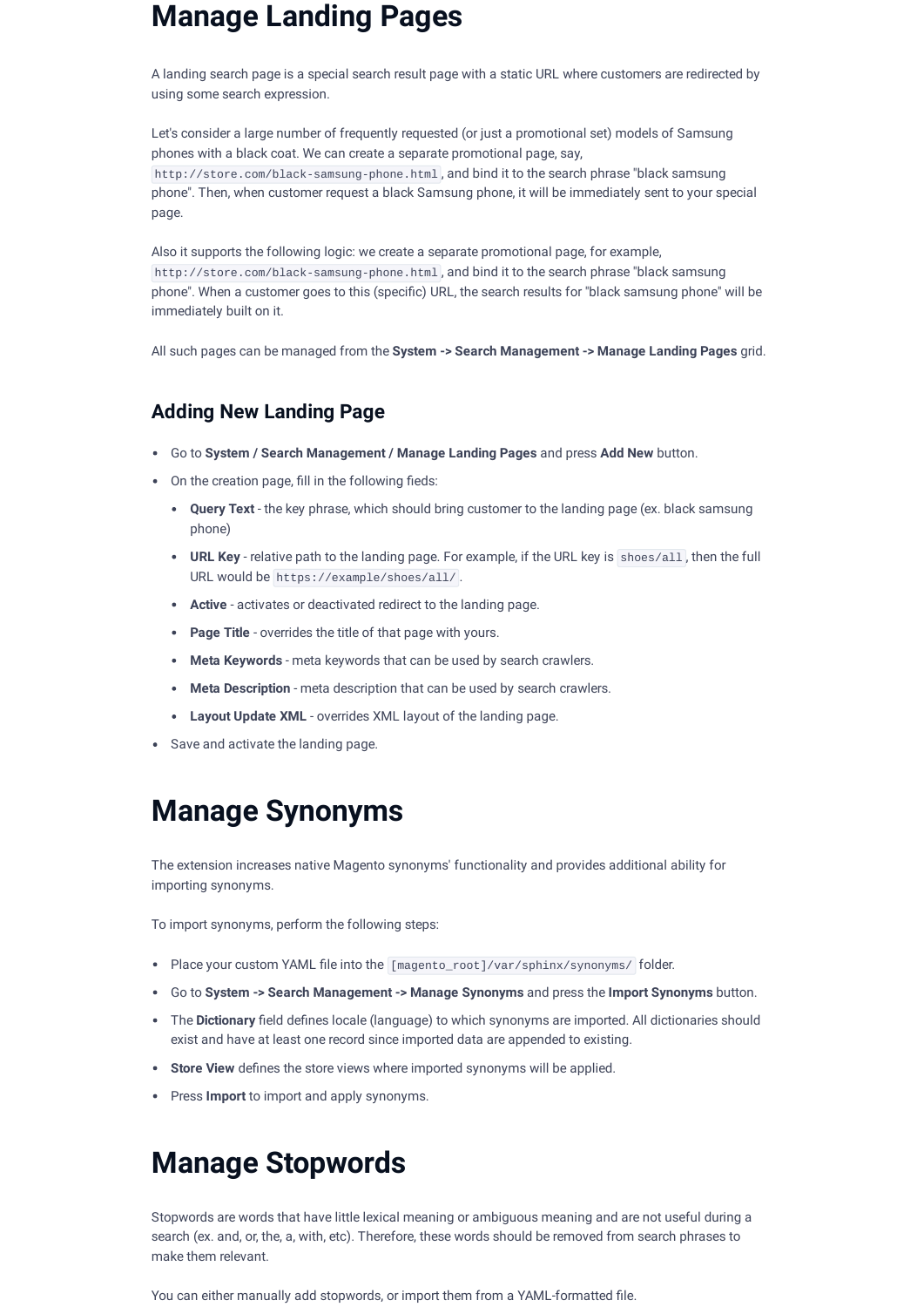# Manage Landing Pages

A landing search page is a special search result page with a static URL where customers are redirected by using some search expression.

Let's consider a large number of frequently requested (or just a promotional set) models of Samsung phones with a black coat. We can create a separate promotional page, say, `http://store.com/black-samsung-phone.html`, and bind it to the search phrase "black samsung phone". Then, when customer request a black Samsung phone, it will be immediately sent to your special page.

Also it supports the following logic: we create a separate promotional page, for example, `http://store.com/black-samsung-phone.html`, and bind it to the search phrase "black samsung phone". When a customer goes to this (specific) URL, the search results for "black samsung phone" will be immediately built on it.

All such pages can be managed from the **System -> Search Management -> Manage Landing Pages** grid.

## Adding New Landing Page

- Go to **System / Search Management / Manage Landing Pages** and press **Add New** button.
- On the creation page, fill in the following fieds:
  - **Query Text** - the key phrase, which should bring customer to the landing page (ex. black samsung phone)
  - **URL Key** - relative path to the landing page. For example, if the URL key is `shoes/all`, then the full URL would be `https://example/shoes/all/`.
  - **Active** - activates or deactivated redirect to the landing page.
  - **Page Title** - overrides the title of that page with yours.
  - **Meta Keywords** - meta keywords that can be used by search crawlers.
  - **Meta Description** - meta description that can be used by search crawlers.
  - **Layout Update XML** - overrides XML layout of the landing page.
- Save and activate the landing page.

# Manage Synonyms

The extension increases native Magento synonyms' functionality and provides additional ability for importing synonyms.

To import synonyms, perform the following steps:

- Place your custom YAML file into the `[magento_root]/var/sphinx/synonyms/` folder.
- Go to **System -> Search Management -> Manage Synonyms** and press the **Import Synonyms** button.
- The **Dictionary** field defines locale (language) to which synonyms are imported. All dictionaries should exist and have at least one record since imported data are appended to existing.
- **Store View** defines the store views where imported synonyms will be applied.
- Press **Import** to import and apply synonyms.

# Manage Stopwords

Stopwords are words that have little lexical meaning or ambiguous meaning and are not useful during a search (ex. and, or, the, a, with, etc). Therefore, these words should be removed from search phrases to make them relevant.

You can either manually add stopwords, or import them from a YAML-formatted file.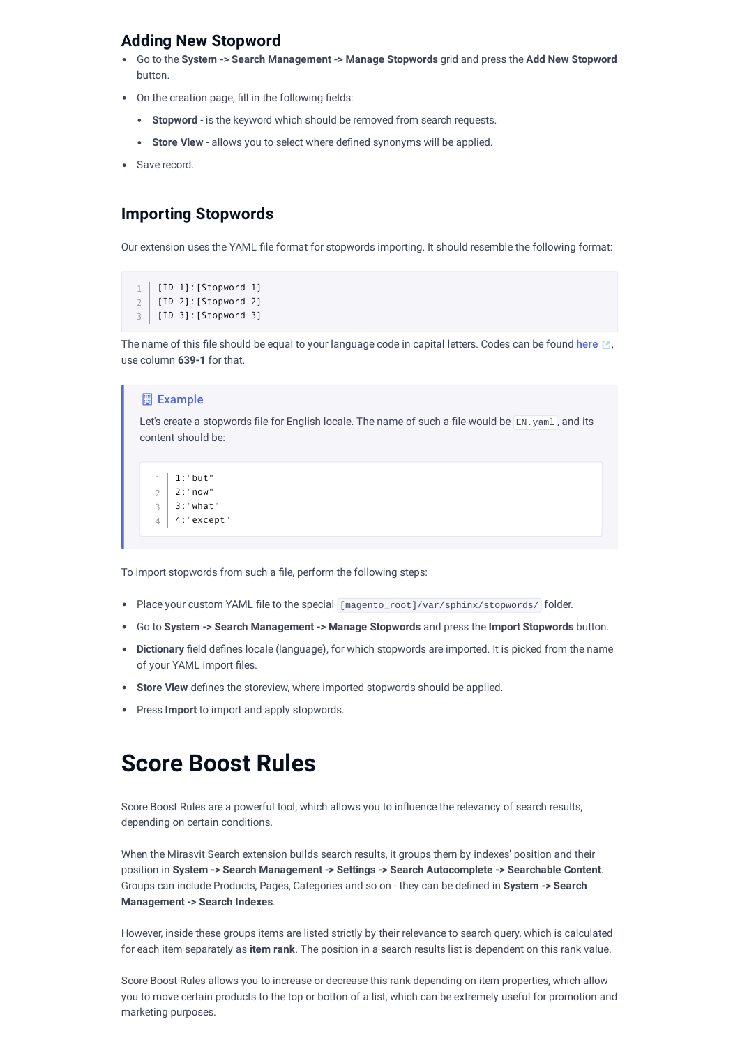### Adding New Stopword

- Go to the **System -> Search Management -> Manage Stopwords** grid and press the **Add New Stopword** button.
- On the creation page, fill in the following fields:
  - **Stopword** - is the keyword which should be removed from search requests.
  - **Store View** - allows you to select where defined synonyms will be applied.
- Save record.

### Importing Stopwords

Our extension uses the YAML file format for stopwords importing. It should resemble the following format:

```
[ID_1]:[Stopword_1]
[ID_2]:[Stopword_2]
[ID_3]:[Stopword_3]
```

The name of this file should be equal to your language code in capital letters. Codes can be found here, use column **639-1** for that.

> **Example**
>
> Let's create a stopwords file for English locale. The name of such a file would be `EN.yaml`, and its content should be:
>
> ```
> 1:"but"
> 2:"now"
> 3:"what"
> 4:"except"
> ```

To import stopwords from such a file, perform the following steps:

- Place your custom YAML file to the special `[magento_root]/var/sphinx/stopwords/` folder.
- Go to **System -> Search Management -> Manage Stopwords** and press the **Import Stopwords** button.
- **Dictionary** field defines locale (language), for which stopwords are imported. It is picked from the name of your YAML import files.
- **Store View** defines the storeview, where imported stopwords should be applied.
- Press **Import** to import and apply stopwords.

# Score Boost Rules

Score Boost Rules are a powerful tool, which allows you to influence the relevancy of search results, depending on certain conditions.

When the Mirasvit Search extension builds search results, it groups them by indexes' position and their position in **System -> Search Management -> Settings -> Search Autocomplete -> Searchable Content**. Groups can include Products, Pages, Categories and so on - they can be defined in **System -> Search Management -> Search Indexes**.

However, inside these groups items are listed strictly by their relevance to search query, which is calculated for each item separately as **item rank**. The position in a search results list is dependent on this rank value.

Score Boost Rules allows you to increase or decrease this rank depending on item properties, which allow you to move certain products to the top or botton of a list, which can be extremely useful for promotion and marketing purposes.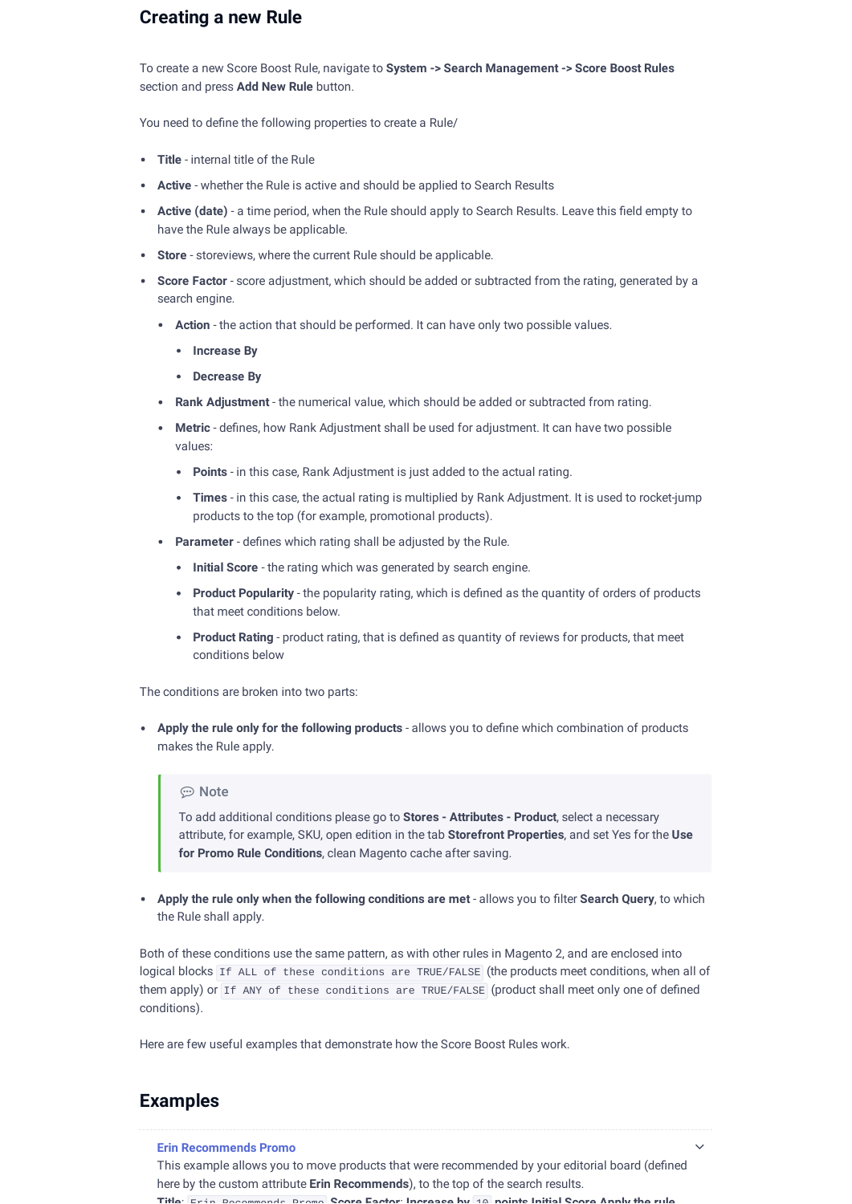## Creating a new Rule

To create a new Score Boost Rule, navigate to **System -> Search Management -> Score Boost Rules** section and press **Add New Rule** button.

You need to define the following properties to create a Rule/

- **Title** - internal title of the Rule
- **Active** - whether the Rule is active and should be applied to Search Results
- **Active (date)** - a time period, when the Rule should apply to Search Results. Leave this field empty to have the Rule always be applicable.
- **Store** - storeviews, where the current Rule should be applicable.
- **Score Factor** - score adjustment, which should be added or subtracted from the rating, generated by a search engine.
  - **Action** - the action that should be performed. It can have only two possible values.
    - **Increase By**
    - **Decrease By**
  - **Rank Adjustment** - the numerical value, which should be added or subtracted from rating.
  - **Metric** - defines, how Rank Adjustment shall be used for adjustment. It can have two possible values:
    - **Points** - in this case, Rank Adjustment is just added to the actual rating.
    - **Times** - in this case, the actual rating is multiplied by Rank Adjustment. It is used to rocket-jump products to the top (for example, promotional products).
  - **Parameter** - defines which rating shall be adjusted by the Rule.
    - **Initial Score** - the rating which was generated by search engine.
    - **Product Popularity** - the popularity rating, which is defined as the quantity of orders of products that meet conditions below.
    - **Product Rating** - product rating, that is defined as quantity of reviews for products, that meet conditions below

The conditions are broken into two parts:

- **Apply the rule only for the following products** - allows you to define which combination of products makes the Rule apply.

> 💬 Note
>
> To add additional conditions please go to **Stores - Attributes - Product**, select a necessary attribute, for example, SKU, open edition in the tab **Storefront Properties**, and set Yes for the **Use for Promo Rule Conditions**, clean Magento cache after saving.

- **Apply the rule only when the following conditions are met** - allows you to filter **Search Query**, to which the Rule shall apply.

Both of these conditions use the same pattern, as with other rules in Magento 2, and are enclosed into logical blocks `If ALL of these conditions are TRUE/FALSE` (the products meet conditions, when all of them apply) or `If ANY of these conditions are TRUE/FALSE` (product shall meet only one of defined conditions).

Here are few useful examples that demonstrate how the Score Boost Rules work.

## Examples

**Erin Recommends Promo**

This example allows you to move products that were recommended by your editorial board (defined here by the custom attribute **Erin Recommends**), to the top of the search results.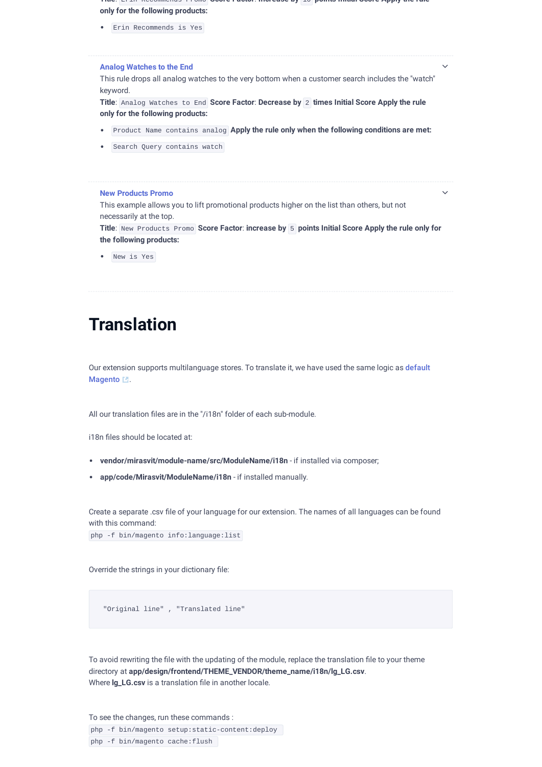only for the following products:

- `Erin Recommends is Yes`

### Analog Watches to the End

This rule drops all analog watches to the very bottom when a customer search includes the "watch" keyword.

**Title**: `Analog Watches to End` **Score Factor**: **Decrease by** `2` **times Initial Score Apply the rule only for the following products:**

- `Product Name contains analog` **Apply the rule only when the following conditions are met:**
- `Search Query contains watch`

### New Products Promo

This example allows you to lift promotional products higher on the list than others, but not necessarily at the top.

**Title**: `New Products Promo` **Score Factor**: **increase by** `5` **points Initial Score Apply the rule only for the following products:**

- `New is Yes`

# Translation

Our extension supports multilanguage stores. To translate it, we have used the same logic as default Magento.

All our translation files are in the "/i18n" folder of each sub-module.

i18n files should be located at:

- **vendor/mirasvit/module-name/src/ModuleName/i18n** - if installed via composer;
- **app/code/Mirasvit/ModuleName/i18n** - if installed manually.

Create a separate .csv file of your language for our extension. The names of all languages can be found with this command:
`php -f bin/magento info:language:list`

Override the strings in your dictionary file:

```
"Original line" , "Translated line"
```

To avoid rewriting the file with the updating of the module, replace the translation file to your theme directory at **app/design/frontend/THEME_VENDOR/theme_name/i18n/lg_LG.csv**.
Where **lg_LG.csv** is a translation file in another locale.

To see the changes, run these commands :
`php -f bin/magento setup:static-content:deploy`
`php -f bin/magento cache:flush`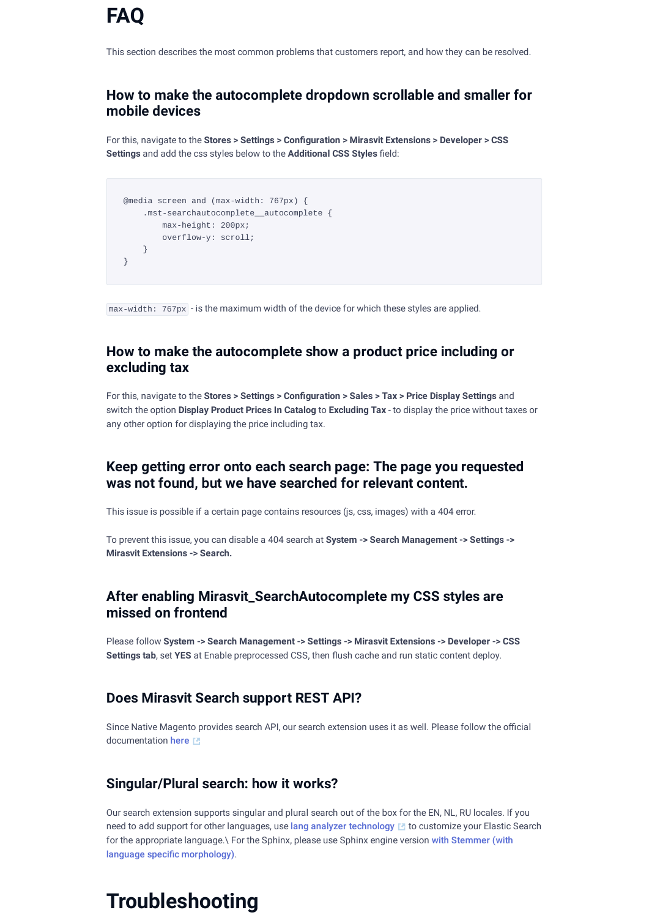# FAQ

This section describes the most common problems that customers report, and how they can be resolved.

## How to make the autocomplete dropdown scrollable and smaller for mobile devices

For this, navigate to the **Stores > Settings > Configuration > Mirasvit Extensions > Developer > CSS Settings** and add the css styles below to the **Additional CSS Styles** field:

```
@media screen and (max-width: 767px) {
    .mst-searchautocomplete__autocomplete {
        max-height: 200px;
        overflow-y: scroll;
    }
}
```

`max-width: 767px` - is the maximum width of the device for which these styles are applied.

## How to make the autocomplete show a product price including or excluding tax

For this, navigate to the **Stores > Settings > Configuration > Sales > Tax > Price Display Settings** and switch the option **Display Product Prices In Catalog** to **Excluding Tax** - to display the price without taxes or any other option for displaying the price including tax.

## Keep getting error onto each search page: The page you requested was not found, but we have searched for relevant content.

This issue is possible if a certain page contains resources (js, css, images) with a 404 error.

To prevent this issue, you can disable a 404 search at **System -> Search Management -> Settings -> Mirasvit Extensions -> Search.**

## After enabling Mirasvit_SearchAutocomplete my CSS styles are missed on frontend

Please follow **System -> Search Management -> Settings -> Mirasvit Extensions -> Developer -> CSS Settings tab**, set **YES** at Enable preprocessed CSS, then flush cache and run static content deploy.

## Does Mirasvit Search support REST API?

Since Native Magento provides search API, our search extension uses it as well. Please follow the official documentation here

## Singular/Plural search: how it works?

Our search extension supports singular and plural search out of the box for the EN, NL, RU locales. If you need to add support for other languages, use lang analyzer technology to customize your Elastic Search for the appropriate language.\ For the Sphinx, please use Sphinx engine version with Stemmer (with language specific morphology).

# Troubleshooting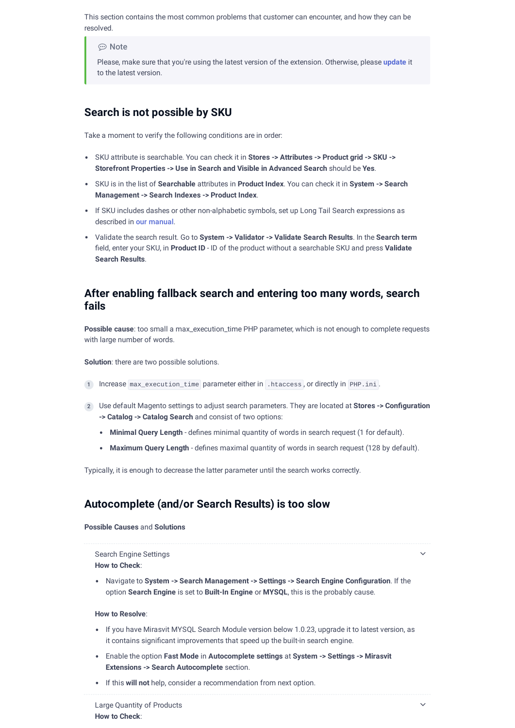This section contains the most common problems that customer can encounter, and how they can be resolved.

> 💬 Note
>
> Please, make sure that you're using the latest version of the extension. Otherwise, please update it to the latest version.

## Search is not possible by SKU

Take a moment to verify the following conditions are in order:

- SKU attribute is searchable. You can check it in **Stores -> Attributes -> Product grid -> SKU -> Storefront Properties -> Use in Search and Visible in Advanced Search** should be **Yes**.
- SKU is in the list of **Searchable** attributes in **Product Index**. You can check it in **System -> Search Management -> Search Indexes -> Product Index**.
- If SKU includes dashes or other non-alphabetic symbols, set up Long Tail Search expressions as described in our manual.
- Validate the search result. Go to **System -> Validator -> Validate Search Results**. In the **Search term** field, enter your SKU, in **Product ID** - ID of the product without a searchable SKU and press **Validate Search Results**.

## After enabling fallback search and entering too many words, search fails

**Possible cause**: too small a max_execution_time PHP parameter, which is not enough to complete requests with large number of words.

**Solution**: there are two possible solutions.

1. Increase `max_execution_time` parameter either in `.htaccess`, or directly in `PHP.ini`.
2. Use default Magento settings to adjust search parameters. They are located at **Stores -> Configuration -> Catalog -> Catalog Search** and consist of two options:
   - **Minimal Query Length** - defines minimal quantity of words in search request (1 for default).
   - **Maximum Query Length** - defines maximal quantity of words in search request (128 by default).

Typically, it is enough to decrease the latter parameter until the search works correctly.

## Autocomplete (and/or Search Results) is too slow

**Possible Causes** and **Solutions**

Search Engine Settings

**How to Check**:

- Navigate to **System -> Search Management -> Settings -> Search Engine Configuration**. If the option **Search Engine** is set to **Built-In Engine** or **MYSQL**, this is the probably cause.

**How to Resolve**:

- If you have Mirasvit MYSQL Search Module version below 1.0.23, upgrade it to latest version, as it contains significant improvements that speed up the built-in search engine.
- Enable the option **Fast Mode** in **Autocomplete settings** at **System -> Settings -> Mirasvit Extensions -> Search Autocomplete** section.
- If this **will not** help, consider a recommendation from next option.

Large Quantity of Products

**How to Check**: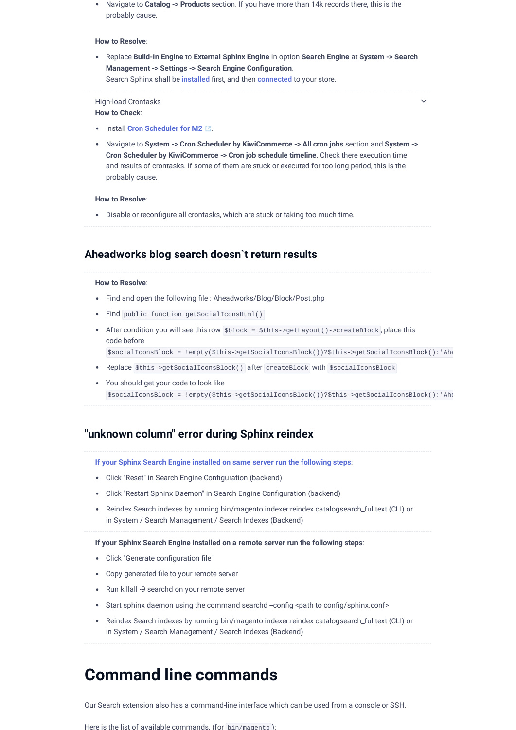- Navigate to **Catalog -> Products** section. If you have more than 14k records there, this is the probably cause.

**How to Resolve**:

- Replace **Build-In Engine** to **External Sphinx Engine** in option **Search Engine** at **System -> Search Management -> Settings -> Search Engine Configuration**.
  Search Sphinx shall be installed first, and then connected to your store.

High-load Crontasks

**How to Check**:

- Install Cron Scheduler for M2.
- Navigate to **System -> Cron Scheduler by KiwiCommerce -> All cron jobs** section and **System -> Cron Scheduler by KiwiCommerce -> Cron job schedule timeline**. Check there execution time and results of crontasks. If some of them are stuck or executed for too long period, this is the probably cause.

**How to Resolve**:

- Disable or reconfigure all crontasks, which are stuck or taking too much time.

## Aheadworks blog search doesn`t return results

**How to Resolve**:

- Find and open the following file : Aheadworks/Blog/Block/Post.php
- Find `public function getSocialIconsHtml()`
- After condition you will see this row `$block = $this->getLayout()->createBlock`, place this code before
  `$socialIconsBlock = !empty($this->getSocialIconsBlock())?$this->getSocialIconsBlock():'Ahe`
- Replace `$this->getSocialIconsBlock()` after `createBlock` with `$socialIconsBlock`
- You should get your code to look like
  `$socialIconsBlock = !empty($this->getSocialIconsBlock())?$this->getSocialIconsBlock():'Ahe`

## "unknown column" error during Sphinx reindex

**If your Sphinx Search Engine installed on same server run the following steps**:

- Click "Reset" in Search Engine Configuration (backend)
- Click "Restart Sphinx Daemon" in Search Engine Configuration (backend)
- Reindex Search indexes by running bin/magento indexer:reindex catalogsearch_fulltext (CLI) or in System / Search Management / Search Indexes (Backend)

**If your Sphinx Search Engine installed on a remote server run the following steps**:

- Click "Generate configuration file"
- Copy generated file to your remote server
- Run killall -9 searchd on your remote server
- Start sphinx daemon using the command searchd –config <path to config/sphinx.conf>
- Reindex Search indexes by running bin/magento indexer:reindex catalogsearch_fulltext (CLI) or in System / Search Management / Search Indexes (Backend)

# Command line commands

Our Search extension also has a command-line interface which can be used from a console or SSH.

Here is the list of available commands. (for `bin/magento`):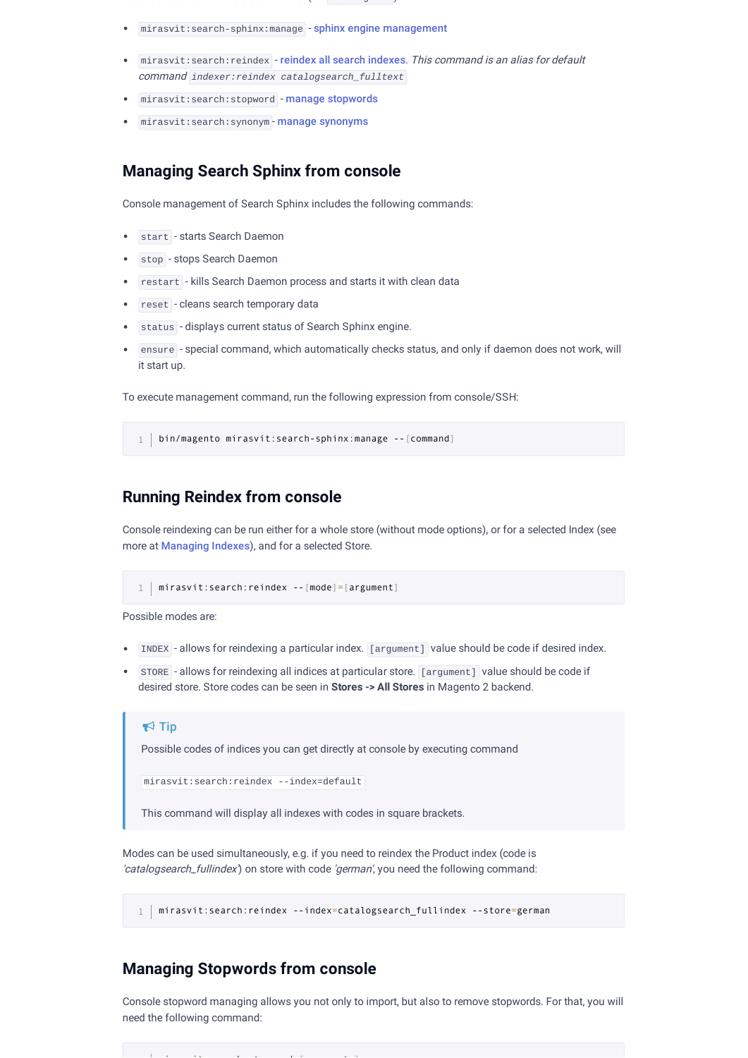- `mirasvit:search-sphinx:manage` - sphinx engine management
- `mirasvit:search:reindex` - reindex all search indexes. *This command is an alias for default command* `indexer:reindex catalogsearch_fulltext`
- `mirasvit:search:stopword` - manage stopwords
- `mirasvit:search:synonym` - manage synonyms

## Managing Search Sphinx from console

Console management of Search Sphinx includes the following commands:

- `start` - starts Search Daemon
- `stop` - stops Search Daemon
- `restart` - kills Search Daemon process and starts it with clean data
- `reset` - cleans search temporary data
- `status` - displays current status of Search Sphinx engine.
- `ensure` - special command, which automatically checks status, and only if daemon does not work, will it start up.

To execute management command, run the following expression from console/SSH:

```
bin/magento mirasvit:search-sphinx:manage --[command]
```

## Running Reindex from console

Console reindexing can be run either for a whole store (without mode options), or for a selected Index (see more at Managing Indexes), and for a selected Store.

```
mirasvit:search:reindex --[mode]=[argument]
```

Possible modes are:

- `INDEX` - allows for reindexing a particular index. `[argument]` value should be code if desired index.
- `STORE` - allows for reindexing all indices at particular store. `[argument]` value should be code if desired store. Store codes can be seen in **Stores -> All Stores** in Magento 2 backend.

> **Tip**
>
> Possible codes of indices you can get directly at console by executing command
>
> `mirasvit:search:reindex --index=default`
>
> This command will display all indexes with codes in square brackets.

Modes can be used simultaneously, e.g. if you need to reindex the Product index (code is *'catalogsearch_fullindex'*) on store with code *'german'*, you need the following command:

```
mirasvit:search:reindex --index=catalogsearch_fullindex --store=german
```

## Managing Stopwords from console

Console stopword managing allows you not only to import, but also to remove stopwords. For that, you will need the following command: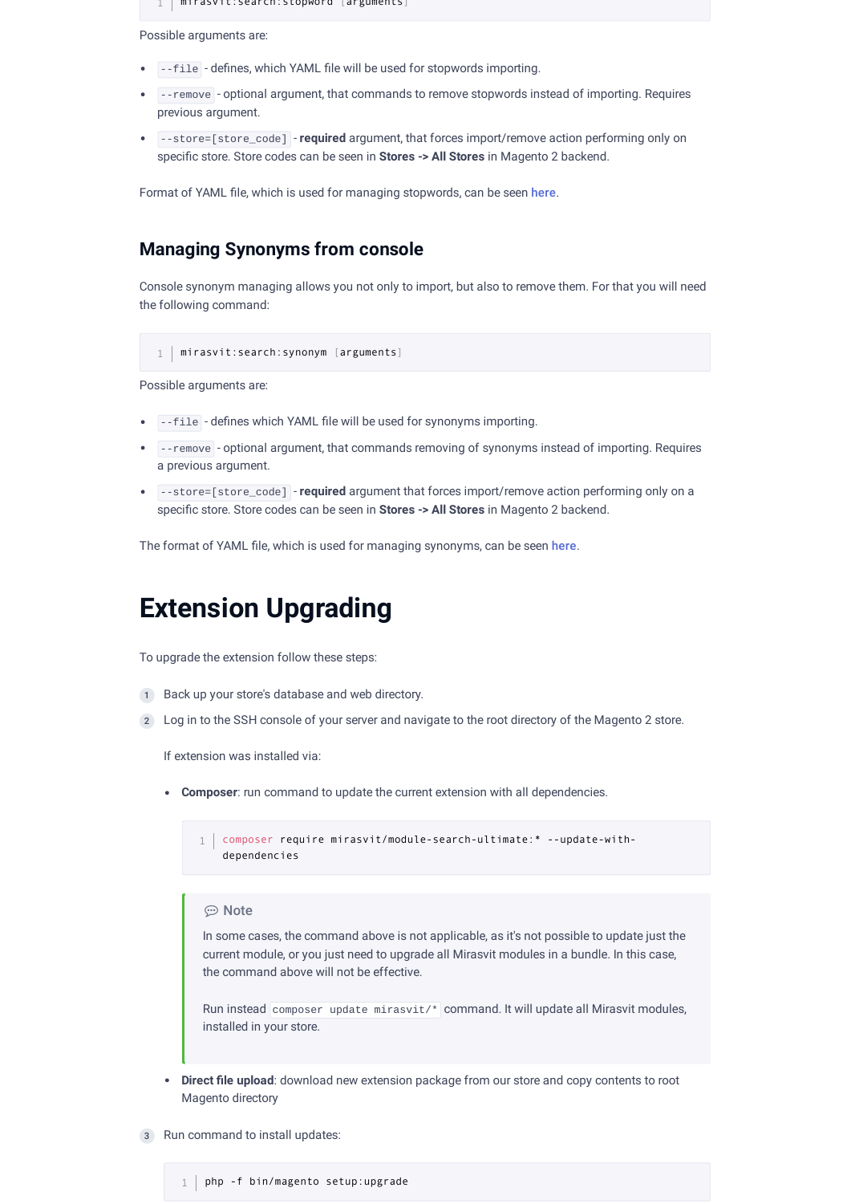```
mirasvit:search:stopword [arguments]
```

Possible arguments are:

- `--file` - defines, which YAML file will be used for stopwords importing.
- `--remove` - optional argument, that commands to remove stopwords instead of importing. Requires previous argument.
- `--store=[store_code]` - **required** argument, that forces import/remove action performing only on specific store. Store codes can be seen in **Stores -> All Stores** in Magento 2 backend.

Format of YAML file, which is used for managing stopwords, can be seen here.

## Managing Synonyms from console

Console synonym managing allows you not only to import, but also to remove them. For that you will need the following command:

```
mirasvit:search:synonym [arguments]
```

Possible arguments are:

- `--file` - defines which YAML file will be used for synonyms importing.
- `--remove` - optional argument, that commands removing of synonyms instead of importing. Requires a previous argument.
- `--store=[store_code]` - **required** argument that forces import/remove action performing only on a specific store. Store codes can be seen in **Stores -> All Stores** in Magento 2 backend.

The format of YAML file, which is used for managing synonyms, can be seen here.

# Extension Upgrading

To upgrade the extension follow these steps:

1. Back up your store's database and web directory.
2. Log in to the SSH console of your server and navigate to the root directory of the Magento 2 store.

   If extension was installed via:

   - **Composer**: run command to update the current extension with all dependencies.

     ```
     composer require mirasvit/module-search-ultimate:* --update-with-dependencies
     ```

     > **Note**
     >
     > In some cases, the command above is not applicable, as it's not possible to update just the current module, or you just need to upgrade all Mirasvit modules in a bundle. In this case, the command above will not be effective.
     >
     > Run instead `composer update mirasvit/*` command. It will update all Mirasvit modules, installed in your store.

   - **Direct file upload**: download new extension package from our store and copy contents to root Magento directory

3. Run command to install updates:

   ```
   php -f bin/magento setup:upgrade
   ```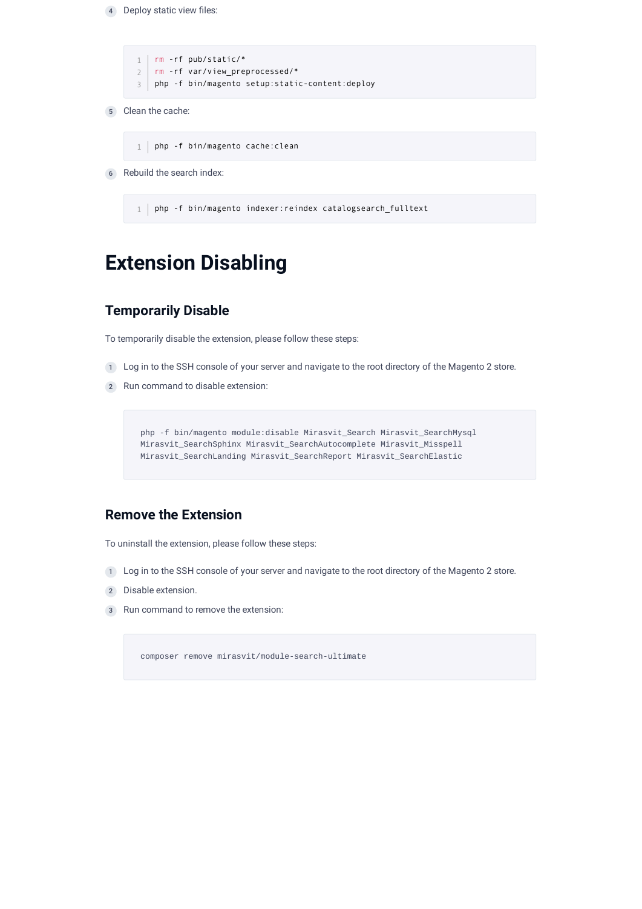4. Deploy static view files:

```
rm -rf pub/static/*
rm -rf var/view_preprocessed/*
php -f bin/magento setup:static-content:deploy
```

5. Clean the cache:

```
php -f bin/magento cache:clean
```

6. Rebuild the search index:

```
php -f bin/magento indexer:reindex catalogsearch_fulltext
```

# Extension Disabling

## Temporarily Disable

To temporarily disable the extension, please follow these steps:

1. Log in to the SSH console of your server and navigate to the root directory of the Magento 2 store.
2. Run command to disable extension:

```
php -f bin/magento module:disable Mirasvit_Search Mirasvit_SearchMysql
Mirasvit_SearchSphinx Mirasvit_SearchAutocomplete Mirasvit_Misspell
Mirasvit_SearchLanding Mirasvit_SearchReport Mirasvit_SearchElastic
```

## Remove the Extension

To uninstall the extension, please follow these steps:

1. Log in to the SSH console of your server and navigate to the root directory of the Magento 2 store.
2. Disable extension.
3. Run command to remove the extension:

```
composer remove mirasvit/module-search-ultimate
```